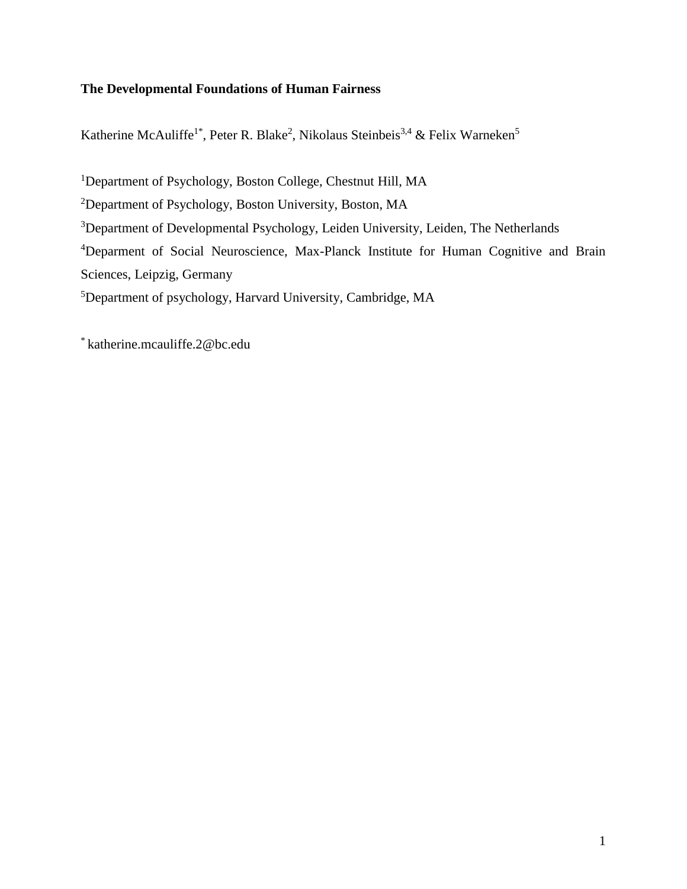**The Developmental Foundations of Human Fairness**

Katherine McAuliffe[1*], Peter R. Blake[2], Nikolaus Steinbeis[3,4] & Felix Warneken[5]

[1]Department of Psychology, Boston College, Chestnut Hill, MA

[2]Department of Psychology, Boston University, Boston, MA

[3]Department of Developmental Psychology, Leiden University, Leiden, The Netherlands

[4]Deparment of Social Neuroscience, Max-Planck Institute for Human Cognitive and Brain Sciences, Leipzig, Germany

[5]Department of psychology, Harvard University, Cambridge, MA

[*] katherine.mcauliffe.2@bc.edu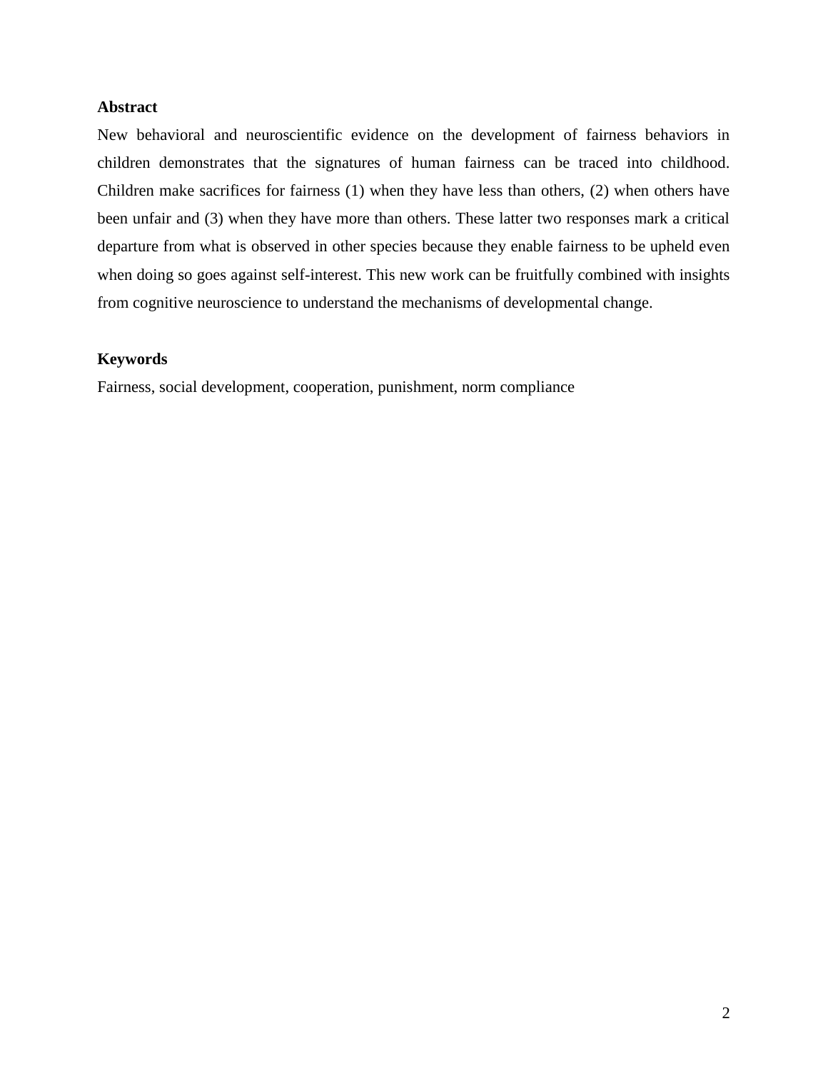**Abstract**

New behavioral and neuroscientific evidence on the development of fairness behaviors in children demonstrates that the signatures of human fairness can be traced into childhood. Children make sacrifices for fairness (1) when they have less than others, (2) when others have been unfair and (3) when they have more than others. These latter two responses mark a critical departure from what is observed in other species because they enable fairness to be upheld even when doing so goes against self-interest. This new work can be fruitfully combined with insights from cognitive neuroscience to understand the mechanisms of developmental change.

**Keywords**

Fairness, social development, cooperation, punishment, norm compliance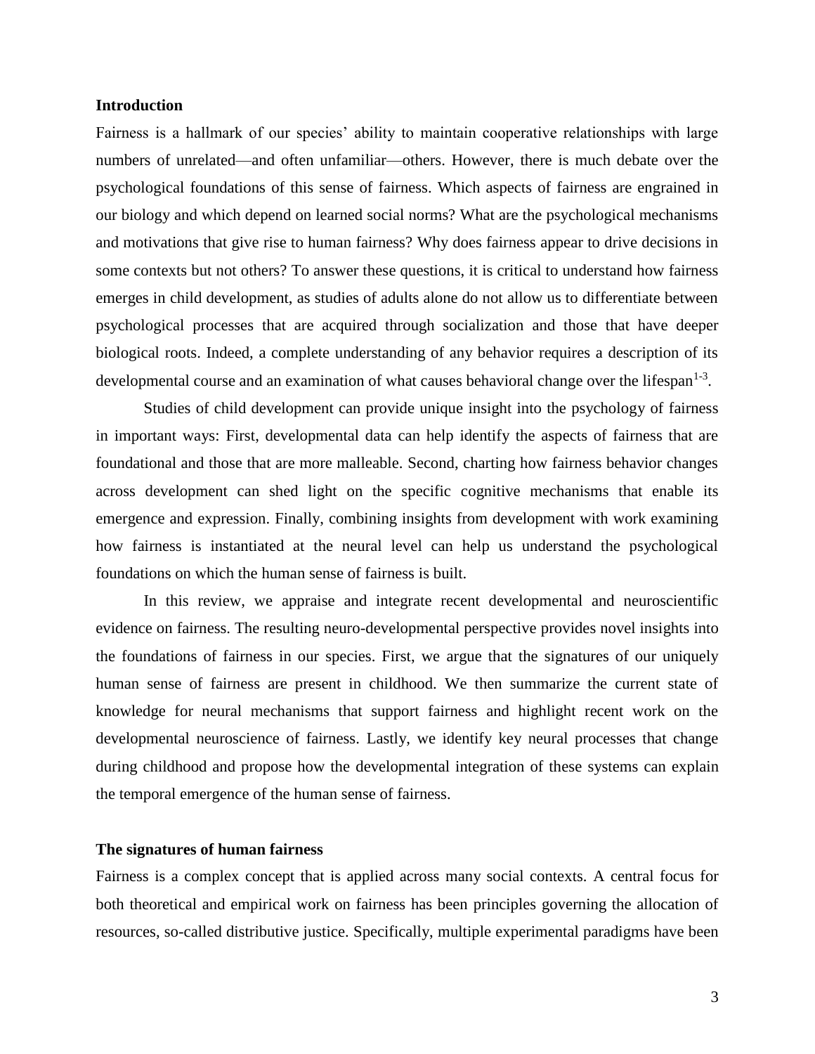## Introduction

Fairness is a hallmark of our species' ability to maintain cooperative relationships with large numbers of unrelated—and often unfamiliar—others. However, there is much debate over the psychological foundations of this sense of fairness. Which aspects of fairness are engrained in our biology and which depend on learned social norms? What are the psychological mechanisms and motivations that give rise to human fairness? Why does fairness appear to drive decisions in some contexts but not others? To answer these questions, it is critical to understand how fairness emerges in child development, as studies of adults alone do not allow us to differentiate between psychological processes that are acquired through socialization and those that have deeper biological roots. Indeed, a complete understanding of any behavior requires a description of its developmental course and an examination of what causes behavioral change over the lifespan[1-3].

Studies of child development can provide unique insight into the psychology of fairness in important ways: First, developmental data can help identify the aspects of fairness that are foundational and those that are more malleable. Second, charting how fairness behavior changes across development can shed light on the specific cognitive mechanisms that enable its emergence and expression. Finally, combining insights from development with work examining how fairness is instantiated at the neural level can help us understand the psychological foundations on which the human sense of fairness is built.

In this review, we appraise and integrate recent developmental and neuroscientific evidence on fairness. The resulting neuro-developmental perspective provides novel insights into the foundations of fairness in our species. First, we argue that the signatures of our uniquely human sense of fairness are present in childhood. We then summarize the current state of knowledge for neural mechanisms that support fairness and highlight recent work on the developmental neuroscience of fairness. Lastly, we identify key neural processes that change during childhood and propose how the developmental integration of these systems can explain the temporal emergence of the human sense of fairness.

## The signatures of human fairness

Fairness is a complex concept that is applied across many social contexts. A central focus for both theoretical and empirical work on fairness has been principles governing the allocation of resources, so-called distributive justice. Specifically, multiple experimental paradigms have been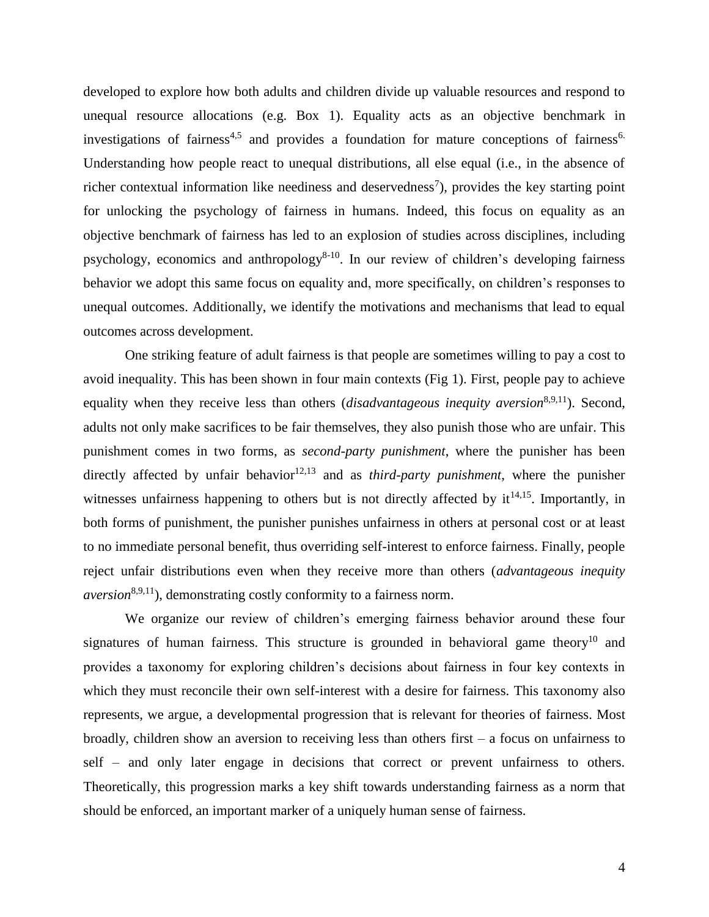developed to explore how both adults and children divide up valuable resources and respond to unequal resource allocations (e.g. Box 1). Equality acts as an objective benchmark in investigations of fairness[4,5] and provides a foundation for mature conceptions of fairness[6.] Understanding how people react to unequal distributions, all else equal (i.e., in the absence of richer contextual information like neediness and deservedness[7]), provides the key starting point for unlocking the psychology of fairness in humans. Indeed, this focus on equality as an objective benchmark of fairness has led to an explosion of studies across disciplines, including psychology, economics and anthropology[8-10]. In our review of children's developing fairness behavior we adopt this same focus on equality and, more specifically, on children's responses to unequal outcomes. Additionally, we identify the motivations and mechanisms that lead to equal outcomes across development.

One striking feature of adult fairness is that people are sometimes willing to pay a cost to avoid inequality. This has been shown in four main contexts (Fig 1). First, people pay to achieve equality when they receive less than others (*disadvantageous inequity aversion*[8,9,11]). Second, adults not only make sacrifices to be fair themselves, they also punish those who are unfair. This punishment comes in two forms, as *second-party punishment*, where the punisher has been directly affected by unfair behavior[12,13] and as *third-party punishment*, where the punisher witnesses unfairness happening to others but is not directly affected by it[14,15]. Importantly, in both forms of punishment, the punisher punishes unfairness in others at personal cost or at least to no immediate personal benefit, thus overriding self-interest to enforce fairness. Finally, people reject unfair distributions even when they receive more than others (*advantageous inequity aversion*[8,9,11]), demonstrating costly conformity to a fairness norm.

We organize our review of children's emerging fairness behavior around these four signatures of human fairness. This structure is grounded in behavioral game theory[10] and provides a taxonomy for exploring children's decisions about fairness in four key contexts in which they must reconcile their own self-interest with a desire for fairness. This taxonomy also represents, we argue, a developmental progression that is relevant for theories of fairness. Most broadly, children show an aversion to receiving less than others first – a focus on unfairness to self – and only later engage in decisions that correct or prevent unfairness to others. Theoretically, this progression marks a key shift towards understanding fairness as a norm that should be enforced, an important marker of a uniquely human sense of fairness.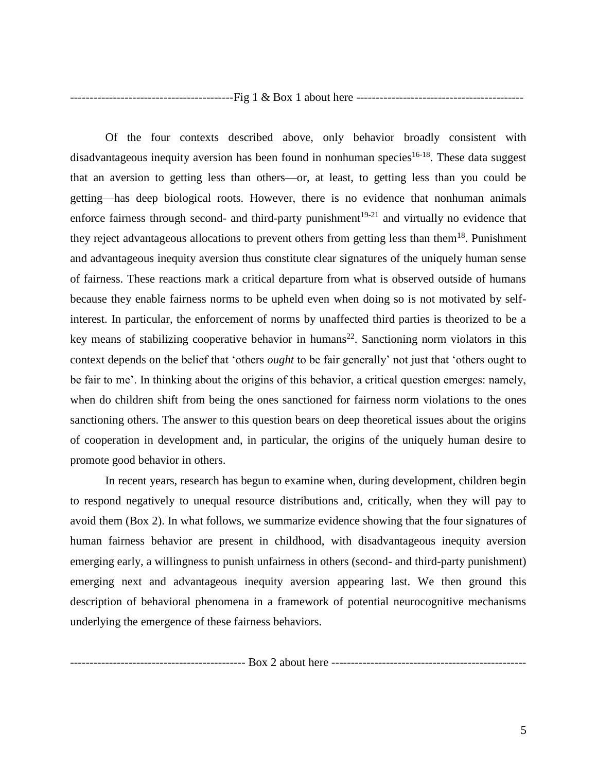------------------------------------------Fig 1 & Box 1 about here -------------------------------------------

Of the four contexts described above, only behavior broadly consistent with disadvantageous inequity aversion has been found in nonhuman species[16-18]. These data suggest that an aversion to getting less than others—or, at least, to getting less than you could be getting—has deep biological roots. However, there is no evidence that nonhuman animals enforce fairness through second- and third-party punishment[19-21] and virtually no evidence that they reject advantageous allocations to prevent others from getting less than them[18]. Punishment and advantageous inequity aversion thus constitute clear signatures of the uniquely human sense of fairness. These reactions mark a critical departure from what is observed outside of humans because they enable fairness norms to be upheld even when doing so is not motivated by self-interest. In particular, the enforcement of norms by unaffected third parties is theorized to be a key means of stabilizing cooperative behavior in humans[22]. Sanctioning norm violators in this context depends on the belief that 'others *ought* to be fair generally' not just that 'others ought to be fair to me'. In thinking about the origins of this behavior, a critical question emerges: namely, when do children shift from being the ones sanctioned for fairness norm violations to the ones sanctioning others. The answer to this question bears on deep theoretical issues about the origins of cooperation in development and, in particular, the origins of the uniquely human desire to promote good behavior in others.

In recent years, research has begun to examine when, during development, children begin to respond negatively to unequal resource distributions and, critically, when they will pay to avoid them (Box 2). In what follows, we summarize evidence showing that the four signatures of human fairness behavior are present in childhood, with disadvantageous inequity aversion emerging early, a willingness to punish unfairness in others (second- and third-party punishment) emerging next and advantageous inequity aversion appearing last. We then ground this description of behavioral phenomena in a framework of potential neurocognitive mechanisms underlying the emergence of these fairness behaviors.

--------------------------------------------- Box 2 about here ---------------------------------------------------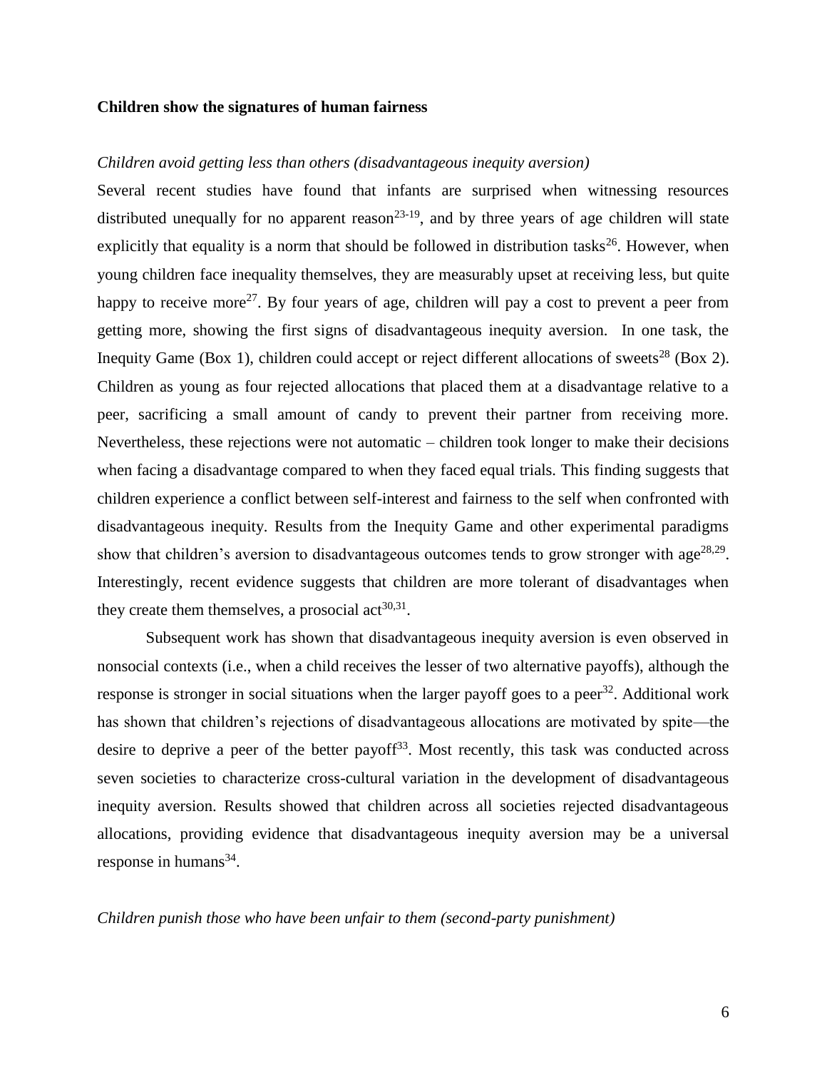**Children show the signatures of human fairness**

*Children avoid getting less than others (disadvantageous inequity aversion)*

Several recent studies have found that infants are surprised when witnessing resources distributed unequally for no apparent reason[23-19], and by three years of age children will state explicitly that equality is a norm that should be followed in distribution tasks[26]. However, when young children face inequality themselves, they are measurably upset at receiving less, but quite happy to receive more[27]. By four years of age, children will pay a cost to prevent a peer from getting more, showing the first signs of disadvantageous inequity aversion. In one task, the Inequity Game (Box 1), children could accept or reject different allocations of sweets[28] (Box 2). Children as young as four rejected allocations that placed them at a disadvantage relative to a peer, sacrificing a small amount of candy to prevent their partner from receiving more. Nevertheless, these rejections were not automatic – children took longer to make their decisions when facing a disadvantage compared to when they faced equal trials. This finding suggests that children experience a conflict between self-interest and fairness to the self when confronted with disadvantageous inequity. Results from the Inequity Game and other experimental paradigms show that children's aversion to disadvantageous outcomes tends to grow stronger with age[28,29]. Interestingly, recent evidence suggests that children are more tolerant of disadvantages when they create them themselves, a prosocial act[30,31].

Subsequent work has shown that disadvantageous inequity aversion is even observed in nonsocial contexts (i.e., when a child receives the lesser of two alternative payoffs), although the response is stronger in social situations when the larger payoff goes to a peer[32]. Additional work has shown that children's rejections of disadvantageous allocations are motivated by spite—the desire to deprive a peer of the better payoff[33]. Most recently, this task was conducted across seven societies to characterize cross-cultural variation in the development of disadvantageous inequity aversion. Results showed that children across all societies rejected disadvantageous allocations, providing evidence that disadvantageous inequity aversion may be a universal response in humans[34].

*Children punish those who have been unfair to them (second-party punishment)*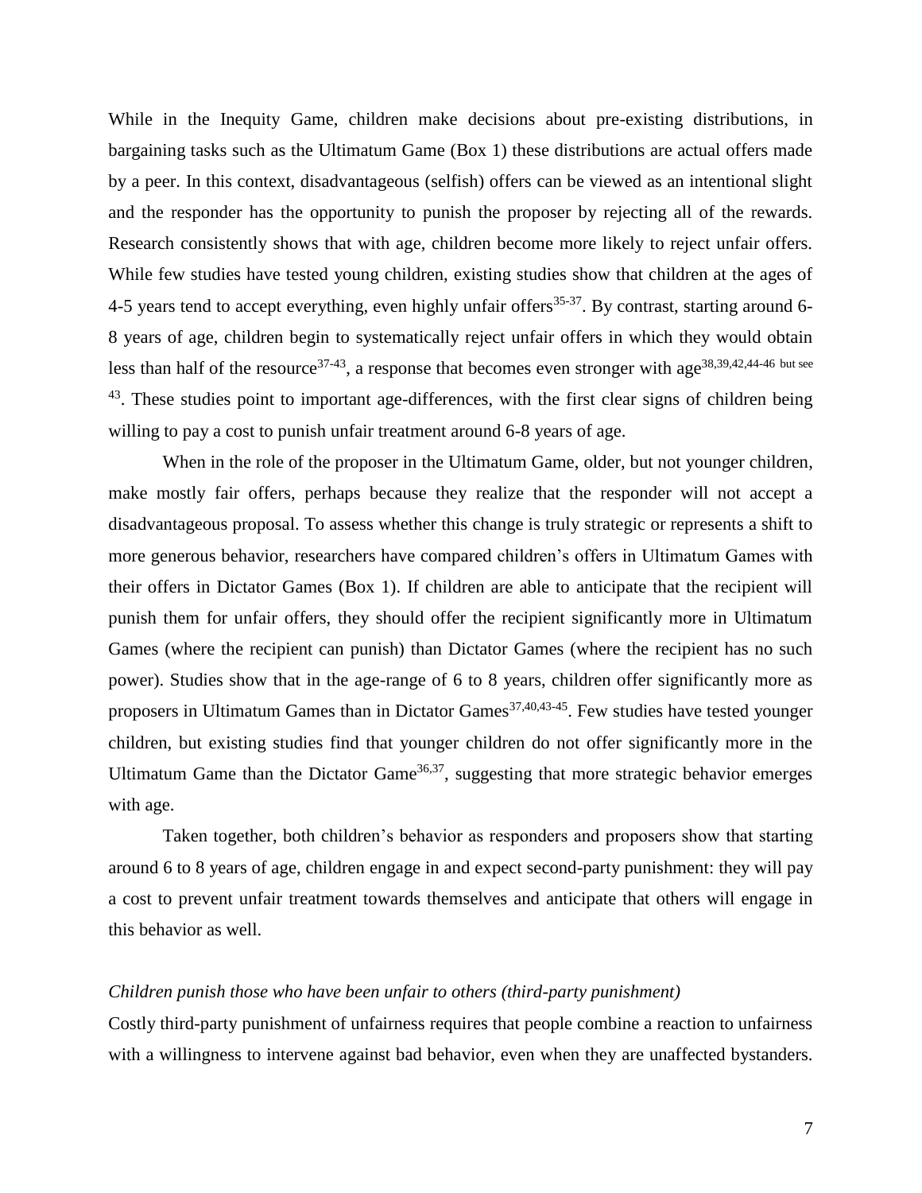While in the Inequity Game, children make decisions about pre-existing distributions, in bargaining tasks such as the Ultimatum Game (Box 1) these distributions are actual offers made by a peer. In this context, disadvantageous (selfish) offers can be viewed as an intentional slight and the responder has the opportunity to punish the proposer by rejecting all of the rewards. Research consistently shows that with age, children become more likely to reject unfair offers. While few studies have tested young children, existing studies show that children at the ages of 4-5 years tend to accept everything, even highly unfair offers[35-37]. By contrast, starting around 6-8 years of age, children begin to systematically reject unfair offers in which they would obtain less than half of the resource[37-43], a response that becomes even stronger with age[38,39,42,44-46 but see 43]. These studies point to important age-differences, with the first clear signs of children being willing to pay a cost to punish unfair treatment around 6-8 years of age.

When in the role of the proposer in the Ultimatum Game, older, but not younger children, make mostly fair offers, perhaps because they realize that the responder will not accept a disadvantageous proposal. To assess whether this change is truly strategic or represents a shift to more generous behavior, researchers have compared children's offers in Ultimatum Games with their offers in Dictator Games (Box 1). If children are able to anticipate that the recipient will punish them for unfair offers, they should offer the recipient significantly more in Ultimatum Games (where the recipient can punish) than Dictator Games (where the recipient has no such power). Studies show that in the age-range of 6 to 8 years, children offer significantly more as proposers in Ultimatum Games than in Dictator Games[37,40,43-45]. Few studies have tested younger children, but existing studies find that younger children do not offer significantly more in the Ultimatum Game than the Dictator Game[36,37], suggesting that more strategic behavior emerges with age.

Taken together, both children's behavior as responders and proposers show that starting around 6 to 8 years of age, children engage in and expect second-party punishment: they will pay a cost to prevent unfair treatment towards themselves and anticipate that others will engage in this behavior as well.

*Children punish those who have been unfair to others (third-party punishment)*

Costly third-party punishment of unfairness requires that people combine a reaction to unfairness with a willingness to intervene against bad behavior, even when they are unaffected bystanders.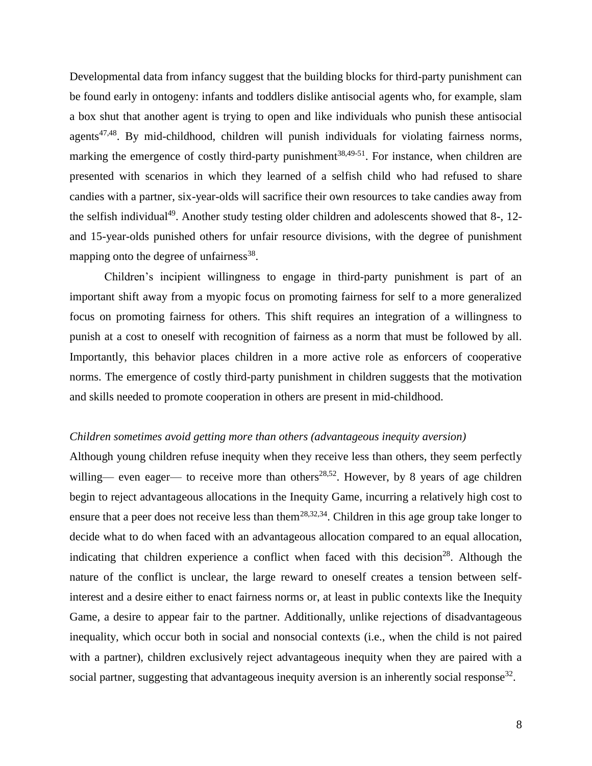Developmental data from infancy suggest that the building blocks for third-party punishment can be found early in ontogeny: infants and toddlers dislike antisocial agents who, for example, slam a box shut that another agent is trying to open and like individuals who punish these antisocial agents[47,48]. By mid-childhood, children will punish individuals for violating fairness norms, marking the emergence of costly third-party punishment[38,49-51]. For instance, when children are presented with scenarios in which they learned of a selfish child who had refused to share candies with a partner, six-year-olds will sacrifice their own resources to take candies away from the selfish individual[49]. Another study testing older children and adolescents showed that 8-, 12- and 15-year-olds punished others for unfair resource divisions, with the degree of punishment mapping onto the degree of unfairness[38].

Children's incipient willingness to engage in third-party punishment is part of an important shift away from a myopic focus on promoting fairness for self to a more generalized focus on promoting fairness for others. This shift requires an integration of a willingness to punish at a cost to oneself with recognition of fairness as a norm that must be followed by all. Importantly, this behavior places children in a more active role as enforcers of cooperative norms. The emergence of costly third-party punishment in children suggests that the motivation and skills needed to promote cooperation in others are present in mid-childhood.

*Children sometimes avoid getting more than others (advantageous inequity aversion)*

Although young children refuse inequity when they receive less than others, they seem perfectly willing— even eager— to receive more than others[28,52]. However, by 8 years of age children begin to reject advantageous allocations in the Inequity Game, incurring a relatively high cost to ensure that a peer does not receive less than them[28,32,34]. Children in this age group take longer to decide what to do when faced with an advantageous allocation compared to an equal allocation, indicating that children experience a conflict when faced with this decision[28]. Although the nature of the conflict is unclear, the large reward to oneself creates a tension between self-interest and a desire either to enact fairness norms or, at least in public contexts like the Inequity Game, a desire to appear fair to the partner. Additionally, unlike rejections of disadvantageous inequality, which occur both in social and nonsocial contexts (i.e., when the child is not paired with a partner), children exclusively reject advantageous inequity when they are paired with a social partner, suggesting that advantageous inequity aversion is an inherently social response[32].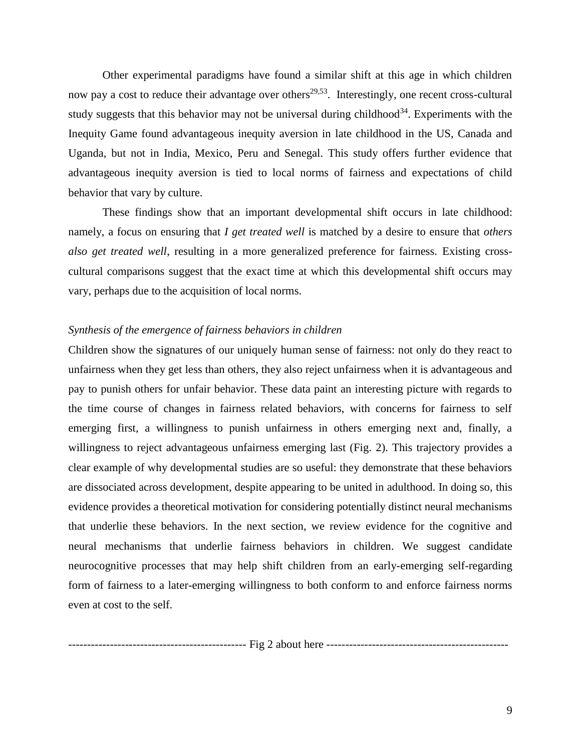Other experimental paradigms have found a similar shift at this age in which children now pay a cost to reduce their advantage over others[29,53]. Interestingly, one recent cross-cultural study suggests that this behavior may not be universal during childhood[34]. Experiments with the Inequity Game found advantageous inequity aversion in late childhood in the US, Canada and Uganda, but not in India, Mexico, Peru and Senegal. This study offers further evidence that advantageous inequity aversion is tied to local norms of fairness and expectations of child behavior that vary by culture.

These findings show that an important developmental shift occurs in late childhood: namely, a focus on ensuring that *I get treated well* is matched by a desire to ensure that *others also get treated well*, resulting in a more generalized preference for fairness. Existing cross-cultural comparisons suggest that the exact time at which this developmental shift occurs may vary, perhaps due to the acquisition of local norms.

*Synthesis of the emergence of fairness behaviors in children*

Children show the signatures of our uniquely human sense of fairness: not only do they react to unfairness when they get less than others, they also reject unfairness when it is advantageous and pay to punish others for unfair behavior. These data paint an interesting picture with regards to the time course of changes in fairness related behaviors, with concerns for fairness to self emerging first, a willingness to punish unfairness in others emerging next and, finally, a willingness to reject advantageous unfairness emerging last (Fig. 2). This trajectory provides a clear example of why developmental studies are so useful: they demonstrate that these behaviors are dissociated across development, despite appearing to be united in adulthood. In doing so, this evidence provides a theoretical motivation for considering potentially distinct neural mechanisms that underlie these behaviors. In the next section, we review evidence for the cognitive and neural mechanisms that underlie fairness behaviors in children. We suggest candidate neurocognitive processes that may help shift children from an early-emerging self-regarding form of fairness to a later-emerging willingness to both conform to and enforce fairness norms even at cost to the self.

---------------------------------------------- Fig 2 about here -----------------------------------------------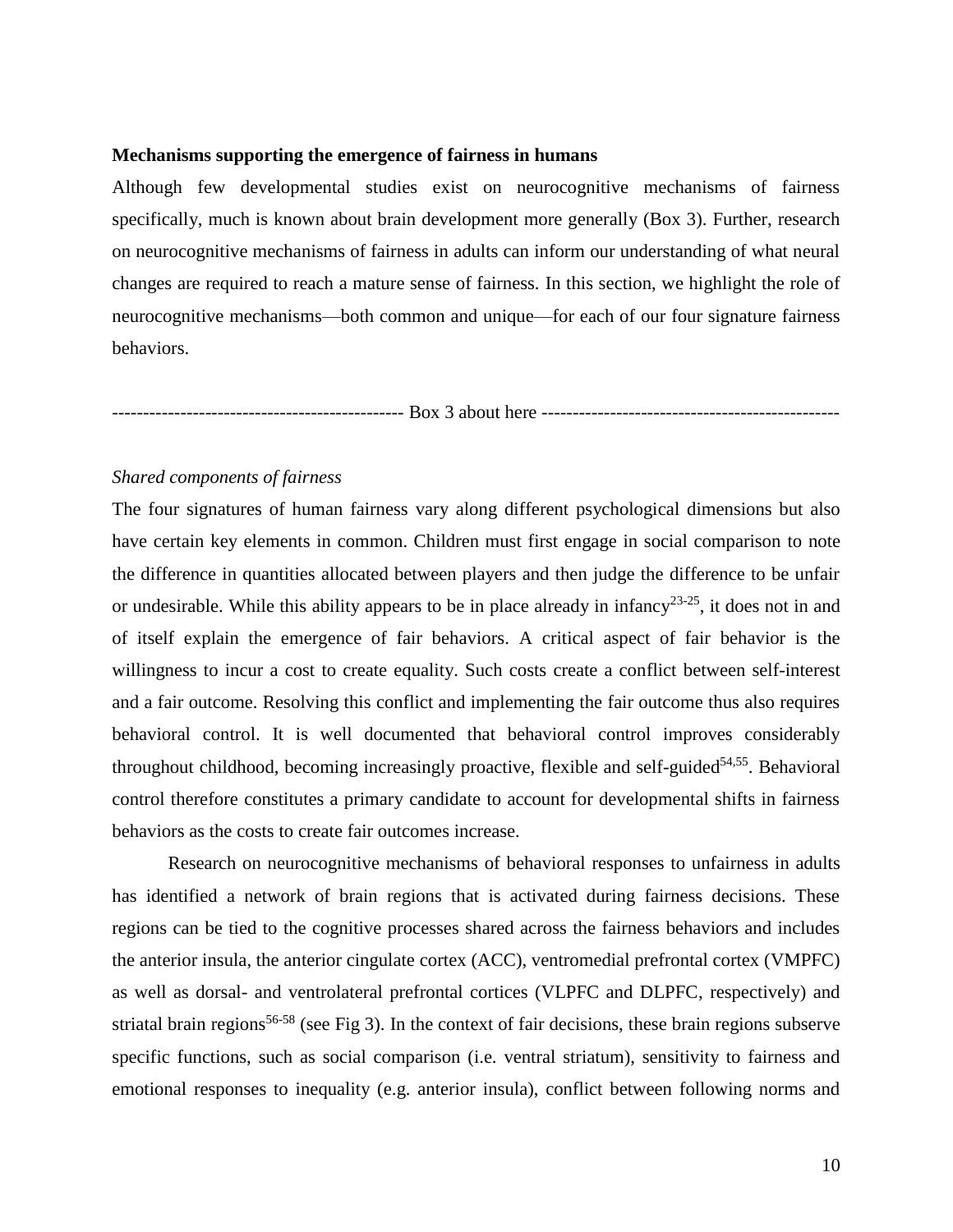**Mechanisms supporting the emergence of fairness in humans**

Although few developmental studies exist on neurocognitive mechanisms of fairness specifically, much is known about brain development more generally (Box 3). Further, research on neurocognitive mechanisms of fairness in adults can inform our understanding of what neural changes are required to reach a mature sense of fairness. In this section, we highlight the role of neurocognitive mechanisms—both common and unique—for each of our four signature fairness behaviors.

---------------------------------------------- Box 3 about here ------------------------------------------------

*Shared components of fairness*

The four signatures of human fairness vary along different psychological dimensions but also have certain key elements in common. Children must first engage in social comparison to note the difference in quantities allocated between players and then judge the difference to be unfair or undesirable. While this ability appears to be in place already in infancy[23-25], it does not in and of itself explain the emergence of fair behaviors. A critical aspect of fair behavior is the willingness to incur a cost to create equality. Such costs create a conflict between self-interest and a fair outcome. Resolving this conflict and implementing the fair outcome thus also requires behavioral control. It is well documented that behavioral control improves considerably throughout childhood, becoming increasingly proactive, flexible and self-guided[54,55]. Behavioral control therefore constitutes a primary candidate to account for developmental shifts in fairness behaviors as the costs to create fair outcomes increase.

Research on neurocognitive mechanisms of behavioral responses to unfairness in adults has identified a network of brain regions that is activated during fairness decisions. These regions can be tied to the cognitive processes shared across the fairness behaviors and includes the anterior insula, the anterior cingulate cortex (ACC), ventromedial prefrontal cortex (VMPFC) as well as dorsal- and ventrolateral prefrontal cortices (VLPFC and DLPFC, respectively) and striatal brain regions[56-58] (see Fig 3). In the context of fair decisions, these brain regions subserve specific functions, such as social comparison (i.e. ventral striatum), sensitivity to fairness and emotional responses to inequality (e.g. anterior insula), conflict between following norms and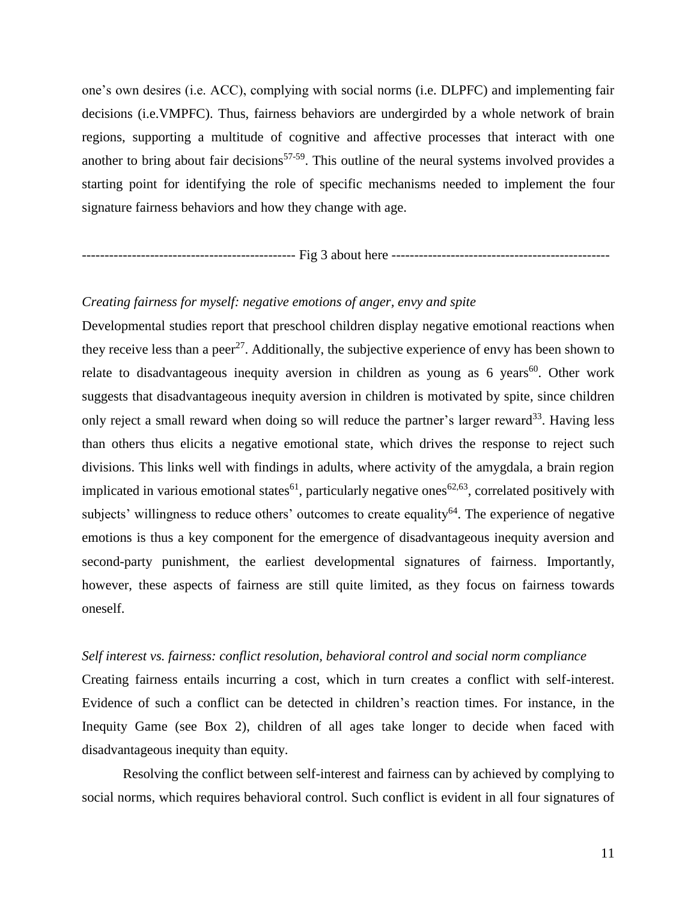one's own desires (i.e. ACC), complying with social norms (i.e. DLPFC) and implementing fair decisions (i.e.VMPFC). Thus, fairness behaviors are undergirded by a whole network of brain regions, supporting a multitude of cognitive and affective processes that interact with one another to bring about fair decisions[57-59]. This outline of the neural systems involved provides a starting point for identifying the role of specific mechanisms needed to implement the four signature fairness behaviors and how they change with age.

---------------------------------------------- Fig 3 about here -----------------------------------------------

*Creating fairness for myself: negative emotions of anger, envy and spite*

Developmental studies report that preschool children display negative emotional reactions when they receive less than a peer[27]. Additionally, the subjective experience of envy has been shown to relate to disadvantageous inequity aversion in children as young as 6 years[60]. Other work suggests that disadvantageous inequity aversion in children is motivated by spite, since children only reject a small reward when doing so will reduce the partner's larger reward[33]. Having less than others thus elicits a negative emotional state, which drives the response to reject such divisions. This links well with findings in adults, where activity of the amygdala, a brain region implicated in various emotional states[61], particularly negative ones[62,63], correlated positively with subjects' willingness to reduce others' outcomes to create equality[64]. The experience of negative emotions is thus a key component for the emergence of disadvantageous inequity aversion and second-party punishment, the earliest developmental signatures of fairness. Importantly, however, these aspects of fairness are still quite limited, as they focus on fairness towards oneself.

*Self interest vs. fairness: conflict resolution, behavioral control and social norm compliance*

Creating fairness entails incurring a cost, which in turn creates a conflict with self-interest. Evidence of such a conflict can be detected in children's reaction times. For instance, in the Inequity Game (see Box 2), children of all ages take longer to decide when faced with disadvantageous inequity than equity.

Resolving the conflict between self-interest and fairness can by achieved by complying to social norms, which requires behavioral control. Such conflict is evident in all four signatures of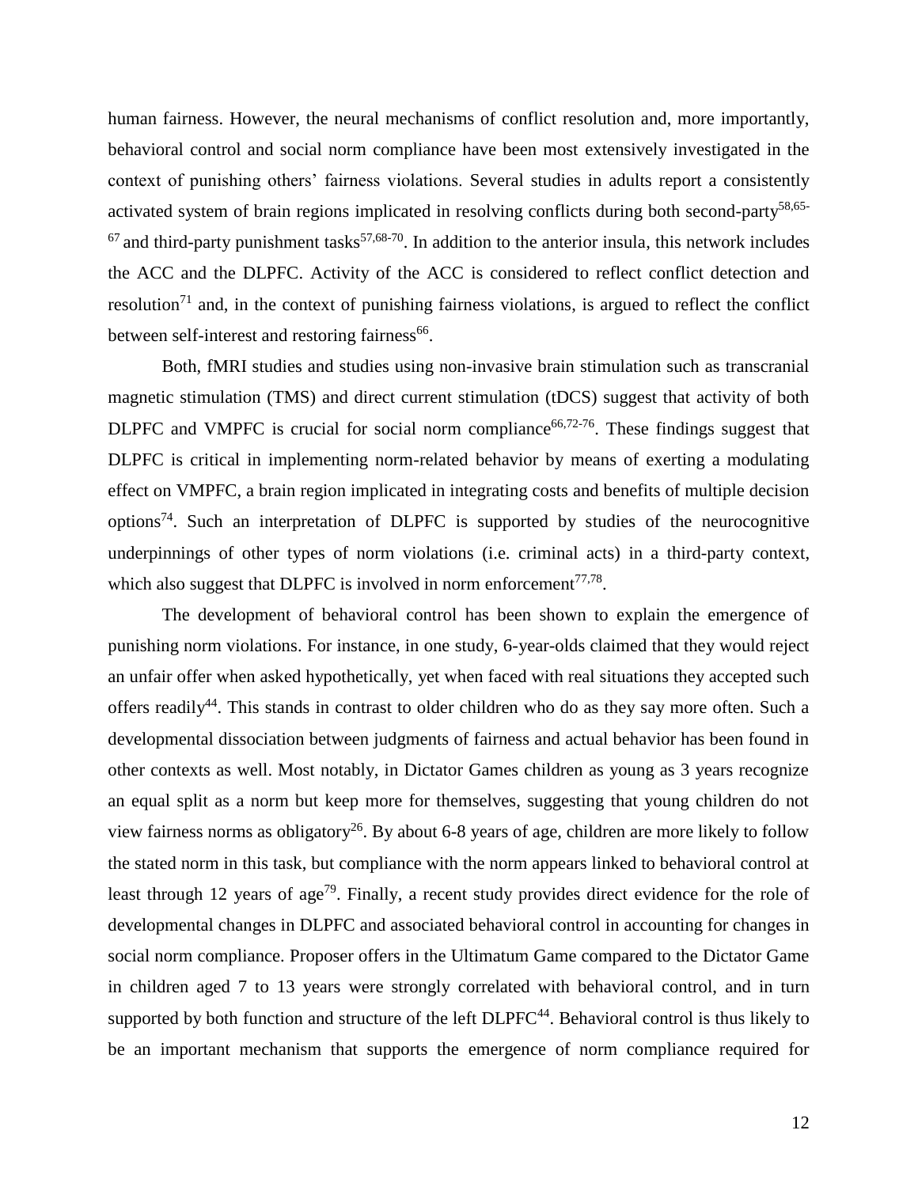human fairness. However, the neural mechanisms of conflict resolution and, more importantly, behavioral control and social norm compliance have been most extensively investigated in the context of punishing others' fairness violations. Several studies in adults report a consistently activated system of brain regions implicated in resolving conflicts during both second-party[58,65-67] and third-party punishment tasks[57,68-70]. In addition to the anterior insula, this network includes the ACC and the DLPFC. Activity of the ACC is considered to reflect conflict detection and resolution[71] and, in the context of punishing fairness violations, is argued to reflect the conflict between self-interest and restoring fairness[66].

Both, fMRI studies and studies using non-invasive brain stimulation such as transcranial magnetic stimulation (TMS) and direct current stimulation (tDCS) suggest that activity of both DLPFC and VMPFC is crucial for social norm compliance[66,72-76]. These findings suggest that DLPFC is critical in implementing norm-related behavior by means of exerting a modulating effect on VMPFC, a brain region implicated in integrating costs and benefits of multiple decision options[74]. Such an interpretation of DLPFC is supported by studies of the neurocognitive underpinnings of other types of norm violations (i.e. criminal acts) in a third-party context, which also suggest that DLPFC is involved in norm enforcement[77,78].

The development of behavioral control has been shown to explain the emergence of punishing norm violations. For instance, in one study, 6-year-olds claimed that they would reject an unfair offer when asked hypothetically, yet when faced with real situations they accepted such offers readily[44]. This stands in contrast to older children who do as they say more often. Such a developmental dissociation between judgments of fairness and actual behavior has been found in other contexts as well. Most notably, in Dictator Games children as young as 3 years recognize an equal split as a norm but keep more for themselves, suggesting that young children do not view fairness norms as obligatory[26]. By about 6-8 years of age, children are more likely to follow the stated norm in this task, but compliance with the norm appears linked to behavioral control at least through 12 years of age[79]. Finally, a recent study provides direct evidence for the role of developmental changes in DLPFC and associated behavioral control in accounting for changes in social norm compliance. Proposer offers in the Ultimatum Game compared to the Dictator Game in children aged 7 to 13 years were strongly correlated with behavioral control, and in turn supported by both function and structure of the left DLPFC[44]. Behavioral control is thus likely to be an important mechanism that supports the emergence of norm compliance required for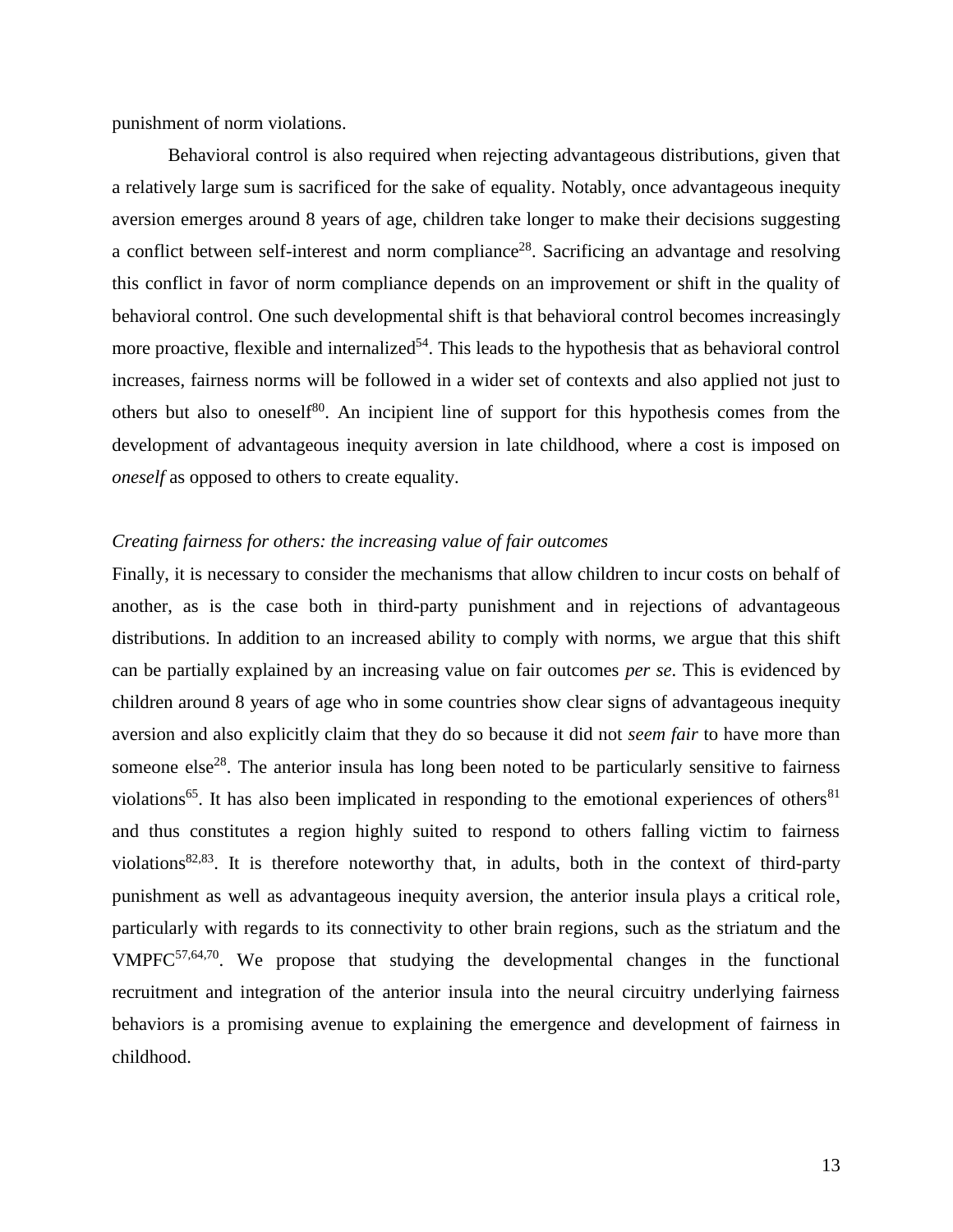punishment of norm violations.

Behavioral control is also required when rejecting advantageous distributions, given that a relatively large sum is sacrificed for the sake of equality. Notably, once advantageous inequity aversion emerges around 8 years of age, children take longer to make their decisions suggesting a conflict between self-interest and norm compliance[28]. Sacrificing an advantage and resolving this conflict in favor of norm compliance depends on an improvement or shift in the quality of behavioral control. One such developmental shift is that behavioral control becomes increasingly more proactive, flexible and internalized[54]. This leads to the hypothesis that as behavioral control increases, fairness norms will be followed in a wider set of contexts and also applied not just to others but also to oneself[80]. An incipient line of support for this hypothesis comes from the development of advantageous inequity aversion in late childhood, where a cost is imposed on *oneself* as opposed to others to create equality.

*Creating fairness for others: the increasing value of fair outcomes*

Finally, it is necessary to consider the mechanisms that allow children to incur costs on behalf of another, as is the case both in third-party punishment and in rejections of advantageous distributions. In addition to an increased ability to comply with norms, we argue that this shift can be partially explained by an increasing value on fair outcomes *per se*. This is evidenced by children around 8 years of age who in some countries show clear signs of advantageous inequity aversion and also explicitly claim that they do so because it did not *seem fair* to have more than someone else[28]. The anterior insula has long been noted to be particularly sensitive to fairness violations[65]. It has also been implicated in responding to the emotional experiences of others[81] and thus constitutes a region highly suited to respond to others falling victim to fairness violations[82,83]. It is therefore noteworthy that, in adults, both in the context of third-party punishment as well as advantageous inequity aversion, the anterior insula plays a critical role, particularly with regards to its connectivity to other brain regions, such as the striatum and the VMPFC[57,64,70]. We propose that studying the developmental changes in the functional recruitment and integration of the anterior insula into the neural circuitry underlying fairness behaviors is a promising avenue to explaining the emergence and development of fairness in childhood.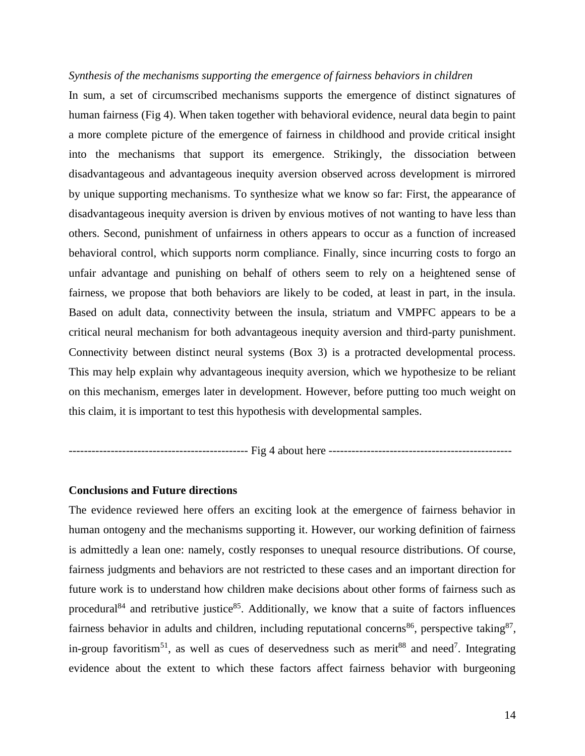*Synthesis of the mechanisms supporting the emergence of fairness behaviors in children*

In sum, a set of circumscribed mechanisms supports the emergence of distinct signatures of human fairness (Fig 4). When taken together with behavioral evidence, neural data begin to paint a more complete picture of the emergence of fairness in childhood and provide critical insight into the mechanisms that support its emergence. Strikingly, the dissociation between disadvantageous and advantageous inequity aversion observed across development is mirrored by unique supporting mechanisms. To synthesize what we know so far: First, the appearance of disadvantageous inequity aversion is driven by envious motives of not wanting to have less than others. Second, punishment of unfairness in others appears to occur as a function of increased behavioral control, which supports norm compliance. Finally, since incurring costs to forgo an unfair advantage and punishing on behalf of others seem to rely on a heightened sense of fairness, we propose that both behaviors are likely to be coded, at least in part, in the insula. Based on adult data, connectivity between the insula, striatum and VMPFC appears to be a critical neural mechanism for both advantageous inequity aversion and third-party punishment. Connectivity between distinct neural systems (Box 3) is a protracted developmental process. This may help explain why advantageous inequity aversion, which we hypothesize to be reliant on this mechanism, emerges later in development. However, before putting too much weight on this claim, it is important to test this hypothesis with developmental samples.

----------------------------------------------- Fig 4 about here ------------------------------------------------

**Conclusions and Future directions**

The evidence reviewed here offers an exciting look at the emergence of fairness behavior in human ontogeny and the mechanisms supporting it. However, our working definition of fairness is admittedly a lean one: namely, costly responses to unequal resource distributions. Of course, fairness judgments and behaviors are not restricted to these cases and an important direction for future work is to understand how children make decisions about other forms of fairness such as procedural[84] and retributive justice[85]. Additionally, we know that a suite of factors influences fairness behavior in adults and children, including reputational concerns[86], perspective taking[87], in-group favoritism[51], as well as cues of deservedness such as merit[88] and need[7]. Integrating evidence about the extent to which these factors affect fairness behavior with burgeoning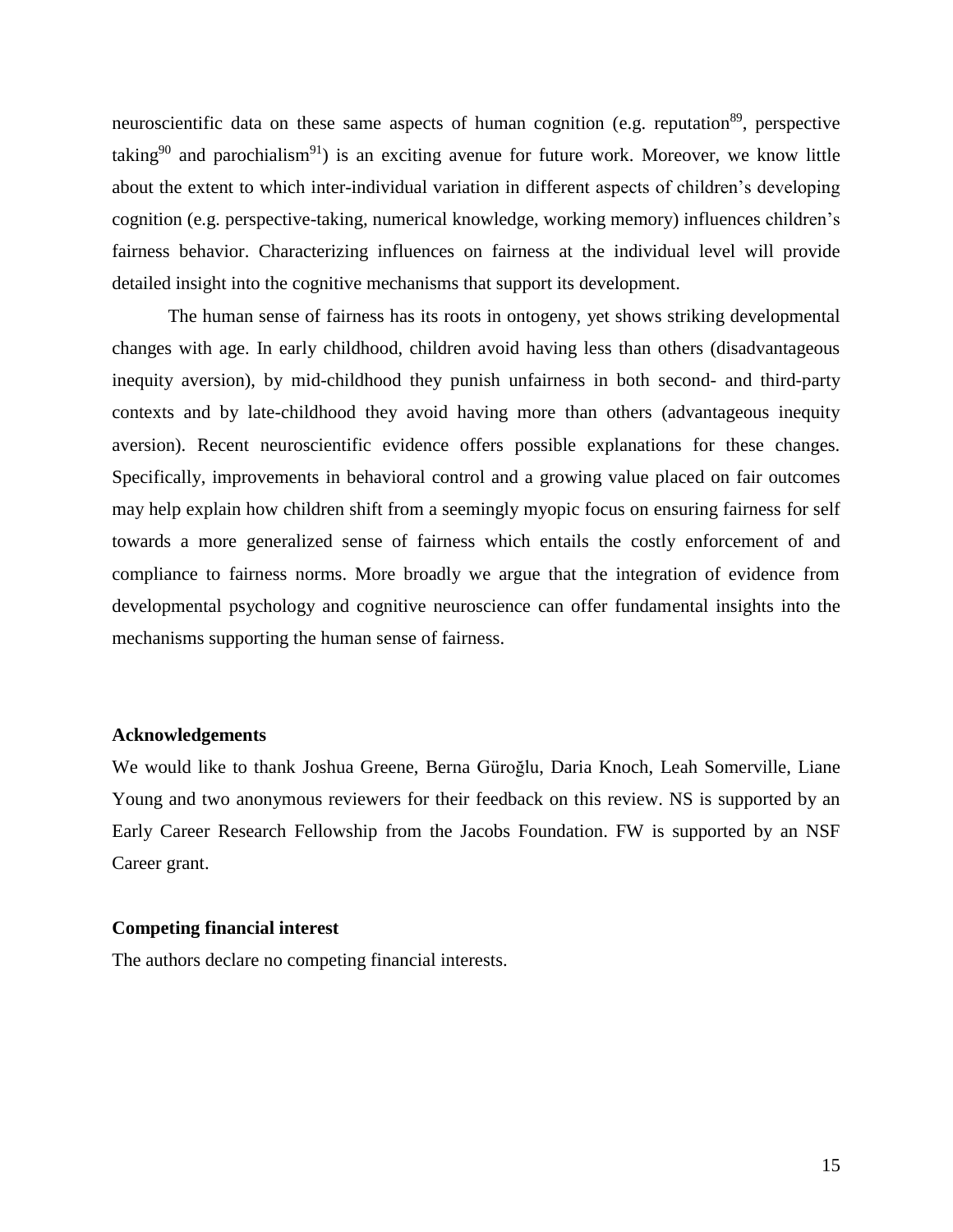neuroscientific data on these same aspects of human cognition (e.g. reputation[89], perspective taking[90] and parochialism[91]) is an exciting avenue for future work. Moreover, we know little about the extent to which inter-individual variation in different aspects of children's developing cognition (e.g. perspective-taking, numerical knowledge, working memory) influences children's fairness behavior. Characterizing influences on fairness at the individual level will provide detailed insight into the cognitive mechanisms that support its development.

The human sense of fairness has its roots in ontogeny, yet shows striking developmental changes with age. In early childhood, children avoid having less than others (disadvantageous inequity aversion), by mid-childhood they punish unfairness in both second- and third-party contexts and by late-childhood they avoid having more than others (advantageous inequity aversion). Recent neuroscientific evidence offers possible explanations for these changes. Specifically, improvements in behavioral control and a growing value placed on fair outcomes may help explain how children shift from a seemingly myopic focus on ensuring fairness for self towards a more generalized sense of fairness which entails the costly enforcement of and compliance to fairness norms. More broadly we argue that the integration of evidence from developmental psychology and cognitive neuroscience can offer fundamental insights into the mechanisms supporting the human sense of fairness.

**Acknowledgements**

We would like to thank Joshua Greene, Berna Güroğlu, Daria Knoch, Leah Somerville, Liane Young and two anonymous reviewers for their feedback on this review. NS is supported by an Early Career Research Fellowship from the Jacobs Foundation. FW is supported by an NSF Career grant.

**Competing financial interest**

The authors declare no competing financial interests.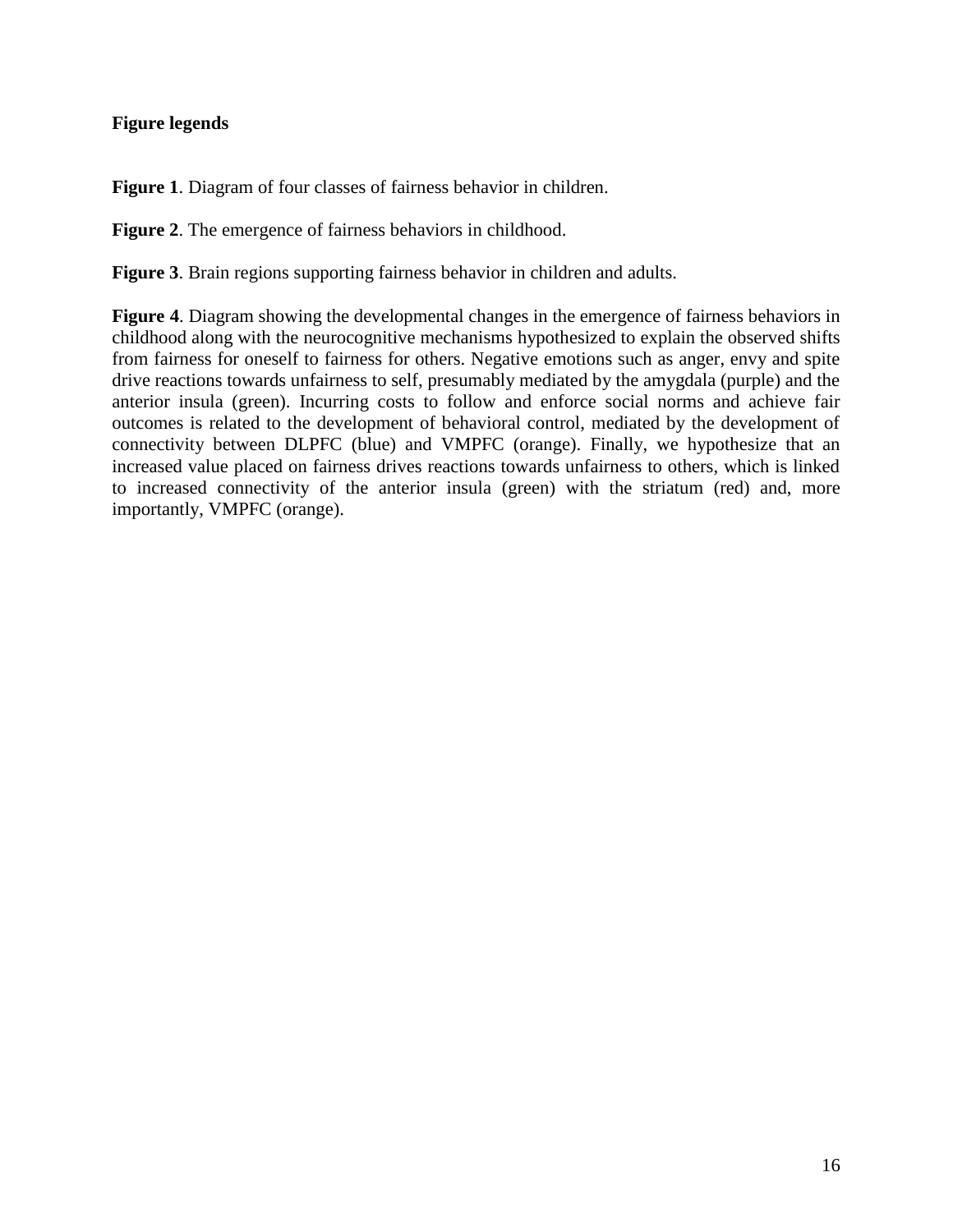**Figure legends**

**Figure 1**. Diagram of four classes of fairness behavior in children.

**Figure 2**. The emergence of fairness behaviors in childhood.

**Figure 3**. Brain regions supporting fairness behavior in children and adults.

**Figure 4**. Diagram showing the developmental changes in the emergence of fairness behaviors in childhood along with the neurocognitive mechanisms hypothesized to explain the observed shifts from fairness for oneself to fairness for others. Negative emotions such as anger, envy and spite drive reactions towards unfairness to self, presumably mediated by the amygdala (purple) and the anterior insula (green). Incurring costs to follow and enforce social norms and achieve fair outcomes is related to the development of behavioral control, mediated by the development of connectivity between DLPFC (blue) and VMPFC (orange). Finally, we hypothesize that an increased value placed on fairness drives reactions towards unfairness to others, which is linked to increased connectivity of the anterior insula (green) with the striatum (red) and, more importantly, VMPFC (orange).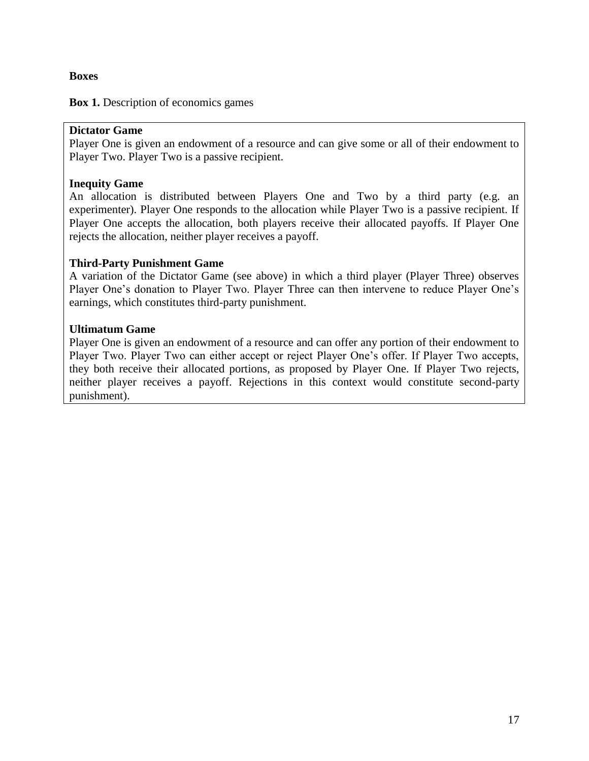**Boxes**

**Box 1.** Description of economics games

**Dictator Game**
Player One is given an endowment of a resource and can give some or all of their endowment to Player Two. Player Two is a passive recipient.

**Inequity Game**
An allocation is distributed between Players One and Two by a third party (e.g. an experimenter). Player One responds to the allocation while Player Two is a passive recipient. If Player One accepts the allocation, both players receive their allocated payoffs. If Player One rejects the allocation, neither player receives a payoff.

**Third-Party Punishment Game**
A variation of the Dictator Game (see above) in which a third player (Player Three) observes Player One's donation to Player Two. Player Three can then intervene to reduce Player One's earnings, which constitutes third-party punishment.

**Ultimatum Game**
Player One is given an endowment of a resource and can offer any portion of their endowment to Player Two. Player Two can either accept or reject Player One's offer. If Player Two accepts, they both receive their allocated portions, as proposed by Player One. If Player Two rejects, neither player receives a payoff. Rejections in this context would constitute second-party punishment).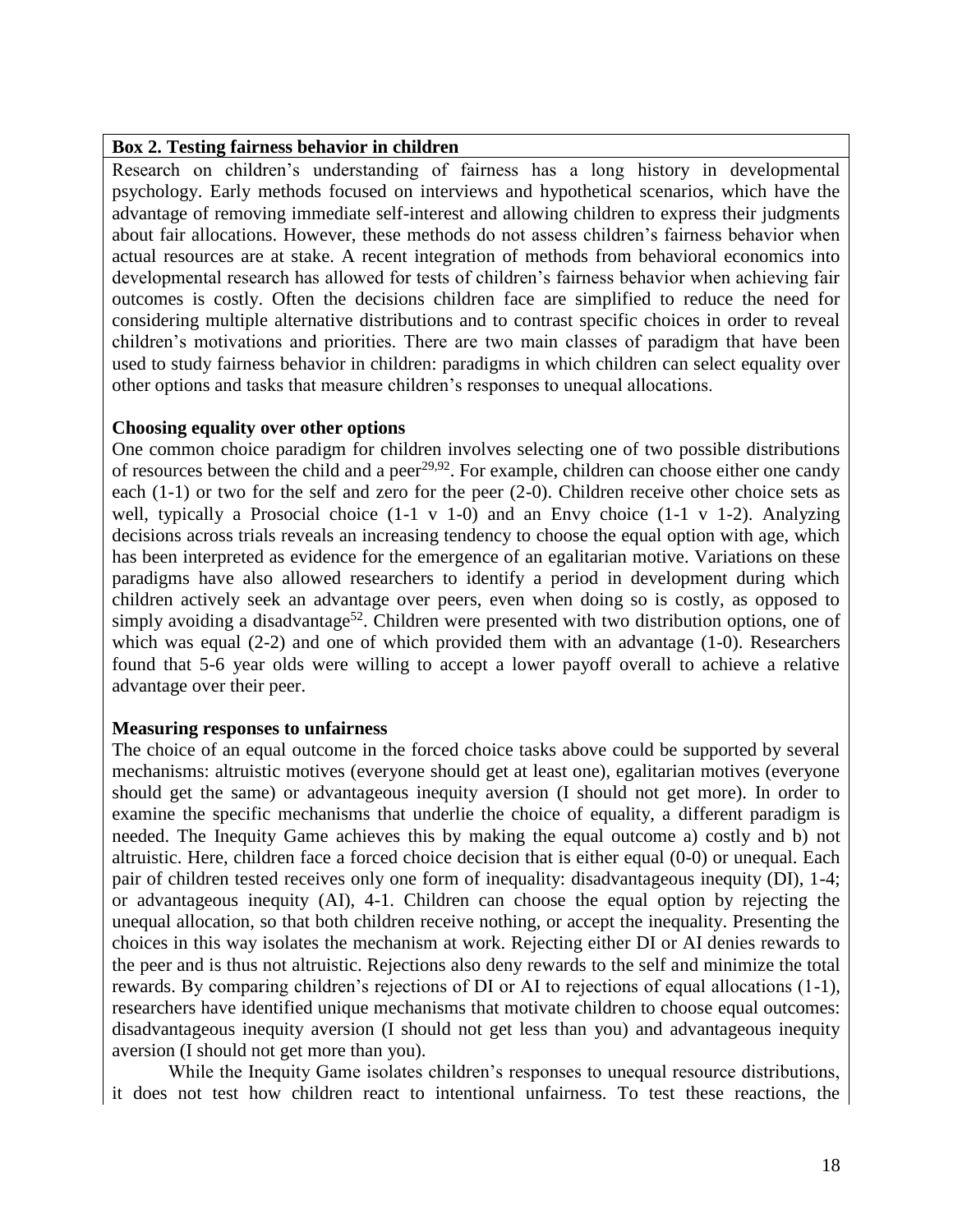**Box 2. Testing fairness behavior in children**

Research on children's understanding of fairness has a long history in developmental psychology. Early methods focused on interviews and hypothetical scenarios, which have the advantage of removing immediate self-interest and allowing children to express their judgments about fair allocations. However, these methods do not assess children's fairness behavior when actual resources are at stake. A recent integration of methods from behavioral economics into developmental research has allowed for tests of children's fairness behavior when achieving fair outcomes is costly. Often the decisions children face are simplified to reduce the need for considering multiple alternative distributions and to contrast specific choices in order to reveal children's motivations and priorities. There are two main classes of paradigm that have been used to study fairness behavior in children: paradigms in which children can select equality over other options and tasks that measure children's responses to unequal allocations.

**Choosing equality over other options**

One common choice paradigm for children involves selecting one of two possible distributions of resources between the child and a peer[29,92]. For example, children can choose either one candy each (1-1) or two for the self and zero for the peer (2-0). Children receive other choice sets as well, typically a Prosocial choice (1-1 v 1-0) and an Envy choice (1-1 v 1-2). Analyzing decisions across trials reveals an increasing tendency to choose the equal option with age, which has been interpreted as evidence for the emergence of an egalitarian motive. Variations on these paradigms have also allowed researchers to identify a period in development during which children actively seek an advantage over peers, even when doing so is costly, as opposed to simply avoiding a disadvantage[52]. Children were presented with two distribution options, one of which was equal (2-2) and one of which provided them with an advantage (1-0). Researchers found that 5-6 year olds were willing to accept a lower payoff overall to achieve a relative advantage over their peer.

**Measuring responses to unfairness**

The choice of an equal outcome in the forced choice tasks above could be supported by several mechanisms: altruistic motives (everyone should get at least one), egalitarian motives (everyone should get the same) or advantageous inequity aversion (I should not get more). In order to examine the specific mechanisms that underlie the choice of equality, a different paradigm is needed. The Inequity Game achieves this by making the equal outcome a) costly and b) not altruistic. Here, children face a forced choice decision that is either equal (0-0) or unequal. Each pair of children tested receives only one form of inequality: disadvantageous inequity (DI), 1-4; or advantageous inequity (AI), 4-1. Children can choose the equal option by rejecting the unequal allocation, so that both children receive nothing, or accept the inequality. Presenting the choices in this way isolates the mechanism at work. Rejecting either DI or AI denies rewards to the peer and is thus not altruistic. Rejections also deny rewards to the self and minimize the total rewards. By comparing children's rejections of DI or AI to rejections of equal allocations (1-1), researchers have identified unique mechanisms that motivate children to choose equal outcomes: disadvantageous inequity aversion (I should not get less than you) and advantageous inequity aversion (I should not get more than you).

While the Inequity Game isolates children's responses to unequal resource distributions, it does not test how children react to intentional unfairness. To test these reactions, the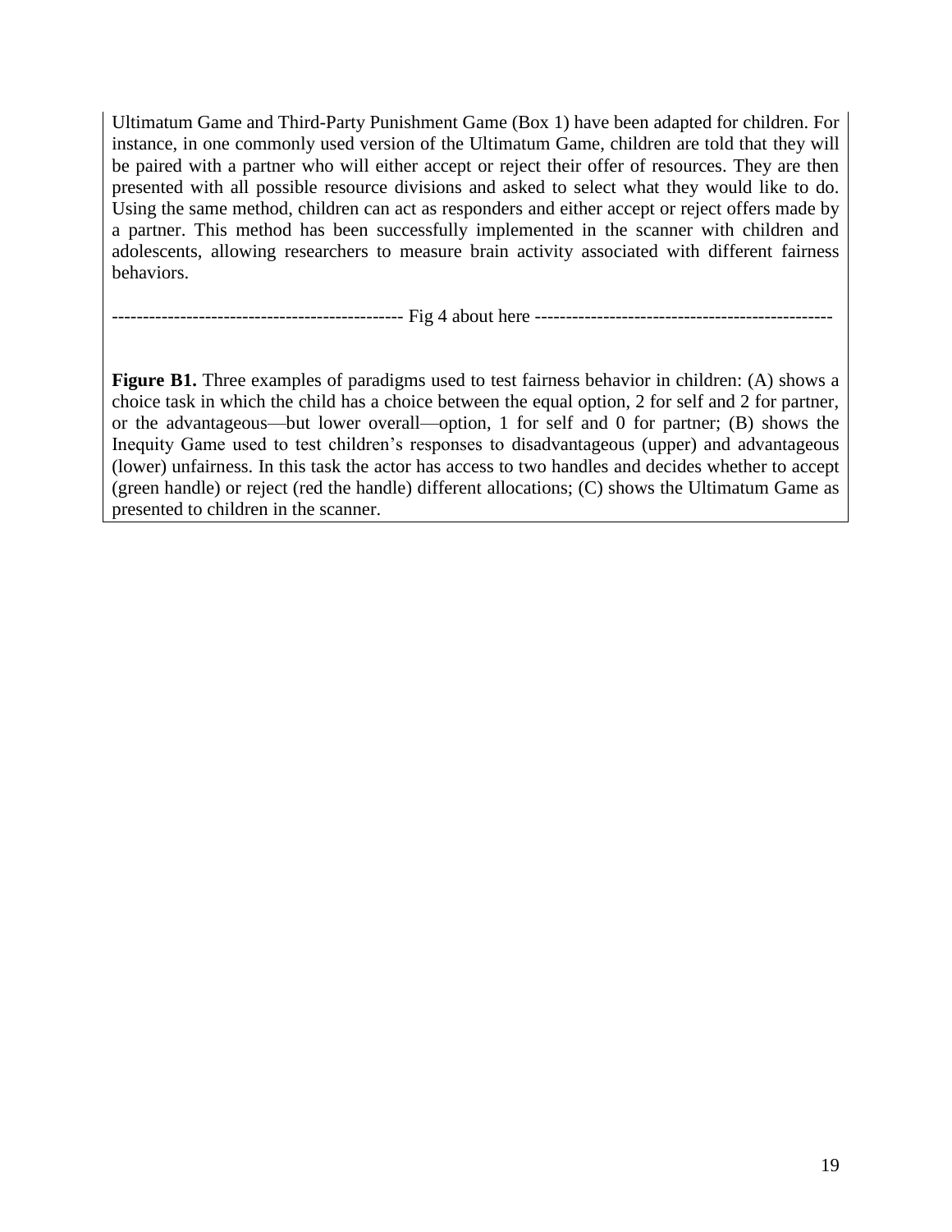Ultimatum Game and Third-Party Punishment Game (Box 1) have been adapted for children. For instance, in one commonly used version of the Ultimatum Game, children are told that they will be paired with a partner who will either accept or reject their offer of resources. They are then presented with all possible resource divisions and asked to select what they would like to do. Using the same method, children can act as responders and either accept or reject offers made by a partner. This method has been successfully implemented in the scanner with children and adolescents, allowing researchers to measure brain activity associated with different fairness behaviors.

---------------------------------------------- Fig 4 about here -----------------------------------------------

**Figure B1.** Three examples of paradigms used to test fairness behavior in children: (A) shows a choice task in which the child has a choice between the equal option, 2 for self and 2 for partner, or the advantageous—but lower overall—option, 1 for self and 0 for partner; (B) shows the Inequity Game used to test children's responses to disadvantageous (upper) and advantageous (lower) unfairness. In this task the actor has access to two handles and decides whether to accept (green handle) or reject (red the handle) different allocations; (C) shows the Ultimatum Game as presented to children in the scanner.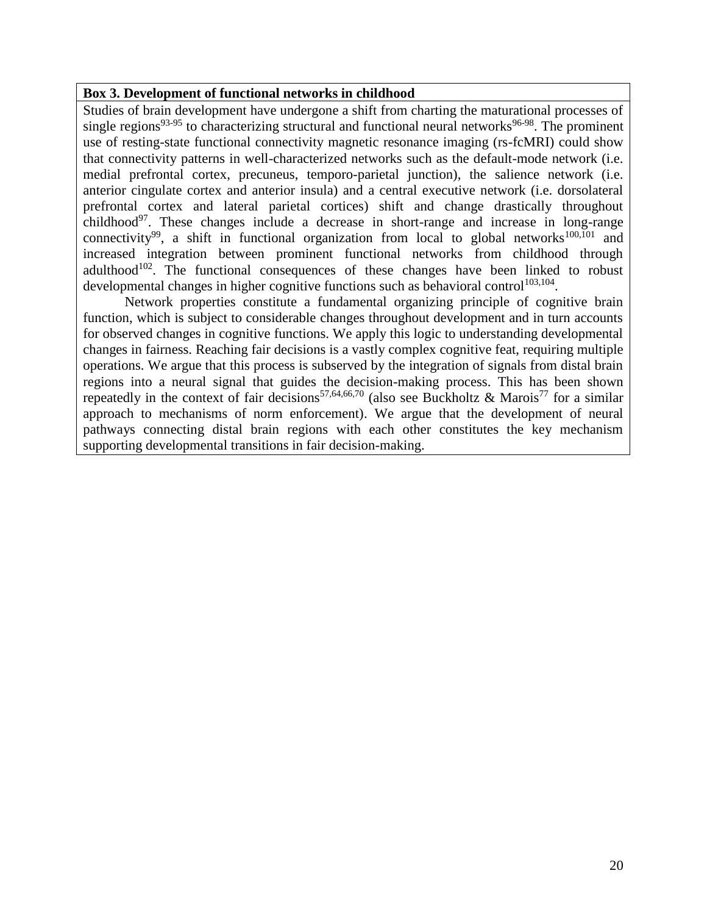**Box 3. Development of functional networks in childhood**

Studies of brain development have undergone a shift from charting the maturational processes of single regions[93-95] to characterizing structural and functional neural networks[96-98]. The prominent use of resting-state functional connectivity magnetic resonance imaging (rs-fcMRI) could show that connectivity patterns in well-characterized networks such as the default-mode network (i.e. medial prefrontal cortex, precuneus, temporo-parietal junction), the salience network (i.e. anterior cingulate cortex and anterior insula) and a central executive network (i.e. dorsolateral prefrontal cortex and lateral parietal cortices) shift and change drastically throughout childhood[97]. These changes include a decrease in short-range and increase in long-range connectivity[99], a shift in functional organization from local to global networks[100,101] and increased integration between prominent functional networks from childhood through adulthood[102]. The functional consequences of these changes have been linked to robust developmental changes in higher cognitive functions such as behavioral control[103,104].

Network properties constitute a fundamental organizing principle of cognitive brain function, which is subject to considerable changes throughout development and in turn accounts for observed changes in cognitive functions. We apply this logic to understanding developmental changes in fairness. Reaching fair decisions is a vastly complex cognitive feat, requiring multiple operations. We argue that this process is subserved by the integration of signals from distal brain regions into a neural signal that guides the decision-making process. This has been shown repeatedly in the context of fair decisions[57,64,66,70] (also see Buckholtz & Marois[77] for a similar approach to mechanisms of norm enforcement). We argue that the development of neural pathways connecting distal brain regions with each other constitutes the key mechanism supporting developmental transitions in fair decision-making.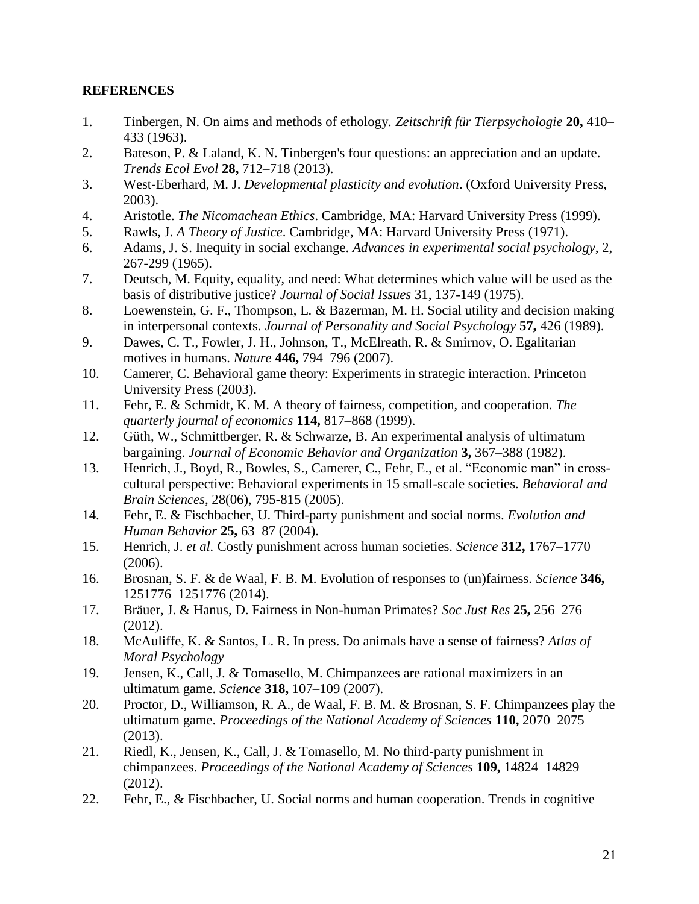**REFERENCES**

1. Tinbergen, N. On aims and methods of ethology. *Zeitschrift für Tierpsychologie* **20,** 410–433 (1963).
2. Bateson, P. & Laland, K. N. Tinbergen's four questions: an appreciation and an update. *Trends Ecol Evol* **28,** 712–718 (2013).
3. West-Eberhard, M. J. *Developmental plasticity and evolution*. (Oxford University Press, 2003).
4. Aristotle. *The Nicomachean Ethics*. Cambridge, MA: Harvard University Press (1999).
5. Rawls, J. *A Theory of Justice*. Cambridge, MA: Harvard University Press (1971).
6. Adams, J. S. Inequity in social exchange. *Advances in experimental social psychology*, 2, 267-299 (1965).
7. Deutsch, M. Equity, equality, and need: What determines which value will be used as the basis of distributive justice? *Journal of Social Issues* 31, 137-149 (1975).
8. Loewenstein, G. F., Thompson, L. & Bazerman, M. H. Social utility and decision making in interpersonal contexts. *Journal of Personality and Social Psychology* **57,** 426 (1989).
9. Dawes, C. T., Fowler, J. H., Johnson, T., McElreath, R. & Smirnov, O. Egalitarian motives in humans. *Nature* **446,** 794–796 (2007).
10. Camerer, C. Behavioral game theory: Experiments in strategic interaction. Princeton University Press (2003).
11. Fehr, E. & Schmidt, K. M. A theory of fairness, competition, and cooperation. *The quarterly journal of economics* **114,** 817–868 (1999).
12. Güth, W., Schmittberger, R. & Schwarze, B. An experimental analysis of ultimatum bargaining. *Journal of Economic Behavior and Organization* **3,** 367–388 (1982).
13. Henrich, J., Boyd, R., Bowles, S., Camerer, C., Fehr, E., et al. "Economic man" in cross-cultural perspective: Behavioral experiments in 15 small-scale societies. *Behavioral and Brain Sciences*, 28(06), 795-815 (2005).
14. Fehr, E. & Fischbacher, U. Third-party punishment and social norms. *Evolution and Human Behavior* **25,** 63–87 (2004).
15. Henrich, J. *et al.* Costly punishment across human societies. *Science* **312,** 1767–1770 (2006).
16. Brosnan, S. F. & de Waal, F. B. M. Evolution of responses to (un)fairness. *Science* **346,** 1251776–1251776 (2014).
17. Bräuer, J. & Hanus, D. Fairness in Non-human Primates? *Soc Just Res* **25,** 256–276 (2012).
18. McAuliffe, K. & Santos, L. R. In press. Do animals have a sense of fairness? *Atlas of Moral Psychology*
19. Jensen, K., Call, J. & Tomasello, M. Chimpanzees are rational maximizers in an ultimatum game. *Science* **318,** 107–109 (2007).
20. Proctor, D., Williamson, R. A., de Waal, F. B. M. & Brosnan, S. F. Chimpanzees play the ultimatum game. *Proceedings of the National Academy of Sciences* **110,** 2070–2075 (2013).
21. Riedl, K., Jensen, K., Call, J. & Tomasello, M. No third-party punishment in chimpanzees. *Proceedings of the National Academy of Sciences* **109,** 14824–14829 (2012).
22. Fehr, E., & Fischbacher, U. Social norms and human cooperation. Trends in cognitive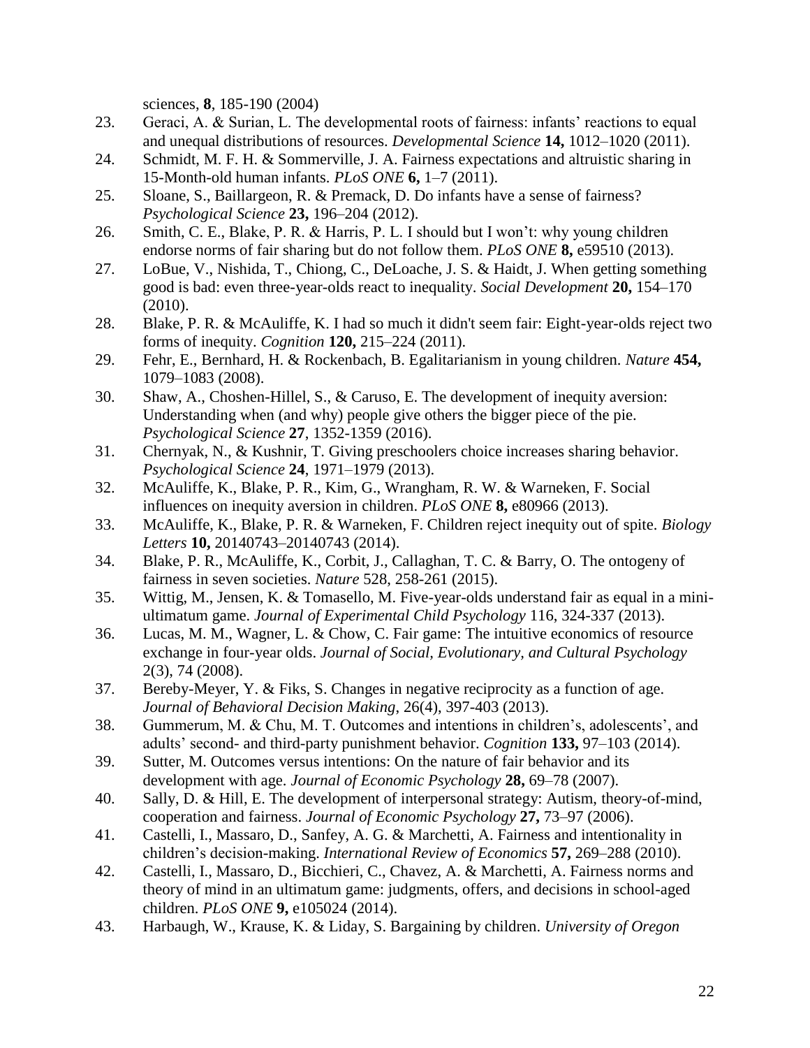sciences, **8**, 185-190 (2004)

23. Geraci, A. & Surian, L. The developmental roots of fairness: infants' reactions to equal and unequal distributions of resources. *Developmental Science* **14,** 1012–1020 (2011).
24. Schmidt, M. F. H. & Sommerville, J. A. Fairness expectations and altruistic sharing in 15-Month-old human infants. *PLoS ONE* **6,** 1–7 (2011).
25. Sloane, S., Baillargeon, R. & Premack, D. Do infants have a sense of fairness? *Psychological Science* **23,** 196–204 (2012).
26. Smith, C. E., Blake, P. R. & Harris, P. L. I should but I won't: why young children endorse norms of fair sharing but do not follow them. *PLoS ONE* **8,** e59510 (2013).
27. LoBue, V., Nishida, T., Chiong, C., DeLoache, J. S. & Haidt, J. When getting something good is bad: even three-year-olds react to inequality. *Social Development* **20,** 154–170 (2010).
28. Blake, P. R. & McAuliffe, K. I had so much it didn't seem fair: Eight-year-olds reject two forms of inequity. *Cognition* **120,** 215–224 (2011).
29. Fehr, E., Bernhard, H. & Rockenbach, B. Egalitarianism in young children. *Nature* **454,** 1079–1083 (2008).
30. Shaw, A., Choshen-Hillel, S., & Caruso, E. The development of inequity aversion: Understanding when (and why) people give others the bigger piece of the pie. *Psychological Science* **27**, 1352-1359 (2016).
31. Chernyak, N., & Kushnir, T. Giving preschoolers choice increases sharing behavior. *Psychological Science* **24**, 1971–1979 (2013).
32. McAuliffe, K., Blake, P. R., Kim, G., Wrangham, R. W. & Warneken, F. Social influences on inequity aversion in children. *PLoS ONE* **8,** e80966 (2013).
33. McAuliffe, K., Blake, P. R. & Warneken, F. Children reject inequity out of spite. *Biology Letters* **10,** 20140743–20140743 (2014).
34. Blake, P. R., McAuliffe, K., Corbit, J., Callaghan, T. C. & Barry, O. The ontogeny of fairness in seven societies. *Nature* 528, 258-261 (2015).
35. Wittig, M., Jensen, K. & Tomasello, M. Five-year-olds understand fair as equal in a mini-ultimatum game. *Journal of Experimental Child Psychology* 116, 324-337 (2013).
36. Lucas, M. M., Wagner, L. & Chow, C. Fair game: The intuitive economics of resource exchange in four-year olds. *Journal of Social, Evolutionary, and Cultural Psychology* 2(3), 74 (2008).
37. Bereby-Meyer, Y. & Fiks, S. Changes in negative reciprocity as a function of age. *Journal of Behavioral Decision Making*, 26(4), 397-403 (2013).
38. Gummerum, M. & Chu, M. T. Outcomes and intentions in children's, adolescents', and adults' second- and third-party punishment behavior. *Cognition* **133,** 97–103 (2014).
39. Sutter, M. Outcomes versus intentions: On the nature of fair behavior and its development with age. *Journal of Economic Psychology* **28,** 69–78 (2007).
40. Sally, D. & Hill, E. The development of interpersonal strategy: Autism, theory-of-mind, cooperation and fairness. *Journal of Economic Psychology* **27,** 73–97 (2006).
41. Castelli, I., Massaro, D., Sanfey, A. G. & Marchetti, A. Fairness and intentionality in children's decision-making. *International Review of Economics* **57,** 269–288 (2010).
42. Castelli, I., Massaro, D., Bicchieri, C., Chavez, A. & Marchetti, A. Fairness norms and theory of mind in an ultimatum game: judgments, offers, and decisions in school-aged children. *PLoS ONE* **9,** e105024 (2014).
43. Harbaugh, W., Krause, K. & Liday, S. Bargaining by children. *University of Oregon*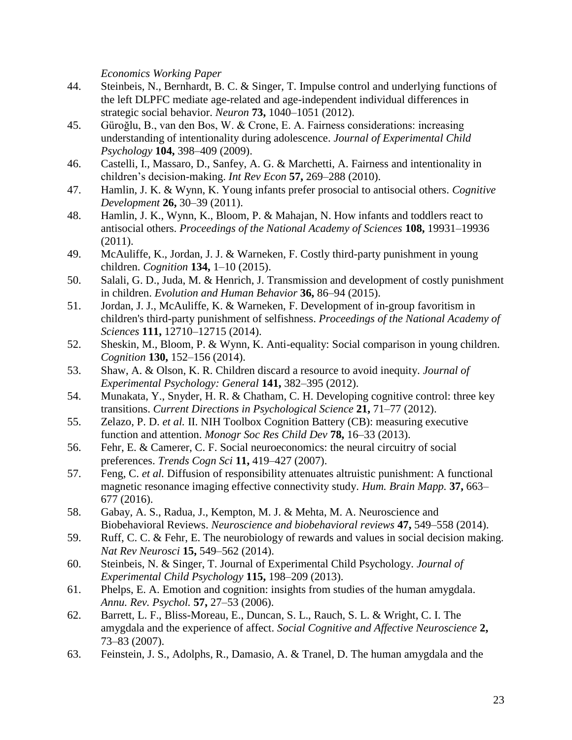*Economics Working Paper*

44. Steinbeis, N., Bernhardt, B. C. & Singer, T. Impulse control and underlying functions of the left DLPFC mediate age-related and age-independent individual differences in strategic social behavior. *Neuron* **73,** 1040–1051 (2012).
45. Güroğlu, B., van den Bos, W. & Crone, E. A. Fairness considerations: increasing understanding of intentionality during adolescence. *Journal of Experimental Child Psychology* **104,** 398–409 (2009).
46. Castelli, I., Massaro, D., Sanfey, A. G. & Marchetti, A. Fairness and intentionality in children's decision-making. *Int Rev Econ* **57,** 269–288 (2010).
47. Hamlin, J. K. & Wynn, K. Young infants prefer prosocial to antisocial others. *Cognitive Development* **26,** 30–39 (2011).
48. Hamlin, J. K., Wynn, K., Bloom, P. & Mahajan, N. How infants and toddlers react to antisocial others. *Proceedings of the National Academy of Sciences* **108,** 19931–19936 (2011).
49. McAuliffe, K., Jordan, J. J. & Warneken, F. Costly third-party punishment in young children. *Cognition* **134,** 1–10 (2015).
50. Salali, G. D., Juda, M. & Henrich, J. Transmission and development of costly punishment in children. *Evolution and Human Behavior* **36,** 86–94 (2015).
51. Jordan, J. J., McAuliffe, K. & Warneken, F. Development of in-group favoritism in children's third-party punishment of selfishness. *Proceedings of the National Academy of Sciences* **111,** 12710–12715 (2014).
52. Sheskin, M., Bloom, P. & Wynn, K. Anti-equality: Social comparison in young children. *Cognition* **130,** 152–156 (2014).
53. Shaw, A. & Olson, K. R. Children discard a resource to avoid inequity. *Journal of Experimental Psychology: General* **141,** 382–395 (2012).
54. Munakata, Y., Snyder, H. R. & Chatham, C. H. Developing cognitive control: three key transitions. *Current Directions in Psychological Science* **21,** 71–77 (2012).
55. Zelazo, P. D. *et al.* II. NIH Toolbox Cognition Battery (CB): measuring executive function and attention. *Monogr Soc Res Child Dev* **78,** 16–33 (2013).
56. Fehr, E. & Camerer, C. F. Social neuroeconomics: the neural circuitry of social preferences. *Trends Cogn Sci* **11,** 419–427 (2007).
57. Feng, C. *et al.* Diffusion of responsibility attenuates altruistic punishment: A functional magnetic resonance imaging effective connectivity study. *Hum. Brain Mapp.* **37,** 663–677 (2016).
58. Gabay, A. S., Radua, J., Kempton, M. J. & Mehta, M. A. Neuroscience and Biobehavioral Reviews. *Neuroscience and biobehavioral reviews* **47,** 549–558 (2014).
59. Ruff, C. C. & Fehr, E. The neurobiology of rewards and values in social decision making. *Nat Rev Neurosci* **15,** 549–562 (2014).
60. Steinbeis, N. & Singer, T. Journal of Experimental Child Psychology. *Journal of Experimental Child Psychology* **115,** 198–209 (2013).
61. Phelps, E. A. Emotion and cognition: insights from studies of the human amygdala. *Annu. Rev. Psychol.* **57,** 27–53 (2006).
62. Barrett, L. F., Bliss-Moreau, E., Duncan, S. L., Rauch, S. L. & Wright, C. I. The amygdala and the experience of affect. *Social Cognitive and Affective Neuroscience* **2,** 73–83 (2007).
63. Feinstein, J. S., Adolphs, R., Damasio, A. & Tranel, D. The human amygdala and the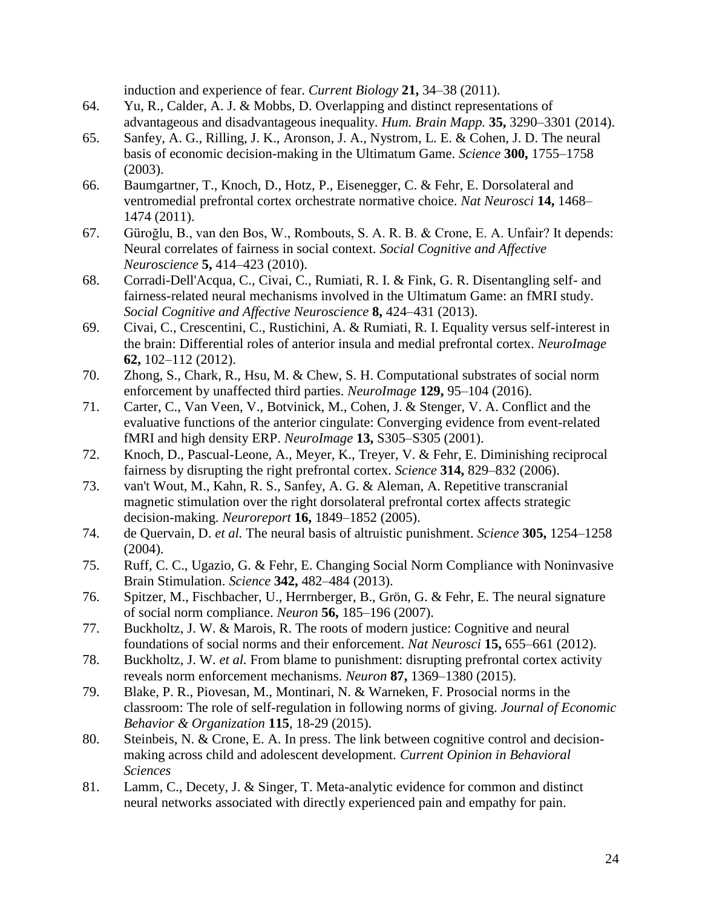induction and experience of fear. *Current Biology* **21,** 34–38 (2011).

64. Yu, R., Calder, A. J. & Mobbs, D. Overlapping and distinct representations of advantageous and disadvantageous inequality. *Hum. Brain Mapp.* **35,** 3290–3301 (2014).
65. Sanfey, A. G., Rilling, J. K., Aronson, J. A., Nystrom, L. E. & Cohen, J. D. The neural basis of economic decision-making in the Ultimatum Game. *Science* **300,** 1755–1758 (2003).
66. Baumgartner, T., Knoch, D., Hotz, P., Eisenegger, C. & Fehr, E. Dorsolateral and ventromedial prefrontal cortex orchestrate normative choice. *Nat Neurosci* **14,** 1468–1474 (2011).
67. Güroğlu, B., van den Bos, W., Rombouts, S. A. R. B. & Crone, E. A. Unfair? It depends: Neural correlates of fairness in social context. *Social Cognitive and Affective Neuroscience* **5,** 414–423 (2010).
68. Corradi-Dell'Acqua, C., Civai, C., Rumiati, R. I. & Fink, G. R. Disentangling self- and fairness-related neural mechanisms involved in the Ultimatum Game: an fMRI study. *Social Cognitive and Affective Neuroscience* **8,** 424–431 (2013).
69. Civai, C., Crescentini, C., Rustichini, A. & Rumiati, R. I. Equality versus self-interest in the brain: Differential roles of anterior insula and medial prefrontal cortex. *NeuroImage* **62,** 102–112 (2012).
70. Zhong, S., Chark, R., Hsu, M. & Chew, S. H. Computational substrates of social norm enforcement by unaffected third parties. *NeuroImage* **129,** 95–104 (2016).
71. Carter, C., Van Veen, V., Botvinick, M., Cohen, J. & Stenger, V. A. Conflict and the evaluative functions of the anterior cingulate: Converging evidence from event-related fMRI and high density ERP. *NeuroImage* **13,** S305–S305 (2001).
72. Knoch, D., Pascual-Leone, A., Meyer, K., Treyer, V. & Fehr, E. Diminishing reciprocal fairness by disrupting the right prefrontal cortex. *Science* **314,** 829–832 (2006).
73. van't Wout, M., Kahn, R. S., Sanfey, A. G. & Aleman, A. Repetitive transcranial magnetic stimulation over the right dorsolateral prefrontal cortex affects strategic decision-making. *Neuroreport* **16,** 1849–1852 (2005).
74. de Quervain, D. *et al.* The neural basis of altruistic punishment. *Science* **305,** 1254–1258 (2004).
75. Ruff, C. C., Ugazio, G. & Fehr, E. Changing Social Norm Compliance with Noninvasive Brain Stimulation. *Science* **342,** 482–484 (2013).
76. Spitzer, M., Fischbacher, U., Herrnberger, B., Grön, G. & Fehr, E. The neural signature of social norm compliance. *Neuron* **56,** 185–196 (2007).
77. Buckholtz, J. W. & Marois, R. The roots of modern justice: Cognitive and neural foundations of social norms and their enforcement. *Nat Neurosci* **15,** 655–661 (2012).
78. Buckholtz, J. W. *et al.* From blame to punishment: disrupting prefrontal cortex activity reveals norm enforcement mechanisms. *Neuron* **87,** 1369–1380 (2015).
79. Blake, P. R., Piovesan, M., Montinari, N. & Warneken, F. Prosocial norms in the classroom: The role of self-regulation in following norms of giving. *Journal of Economic Behavior & Organization* **115**, 18-29 (2015).
80. Steinbeis, N. & Crone, E. A. In press. The link between cognitive control and decision-making across child and adolescent development. *Current Opinion in Behavioral Sciences*
81. Lamm, C., Decety, J. & Singer, T. Meta-analytic evidence for common and distinct neural networks associated with directly experienced pain and empathy for pain.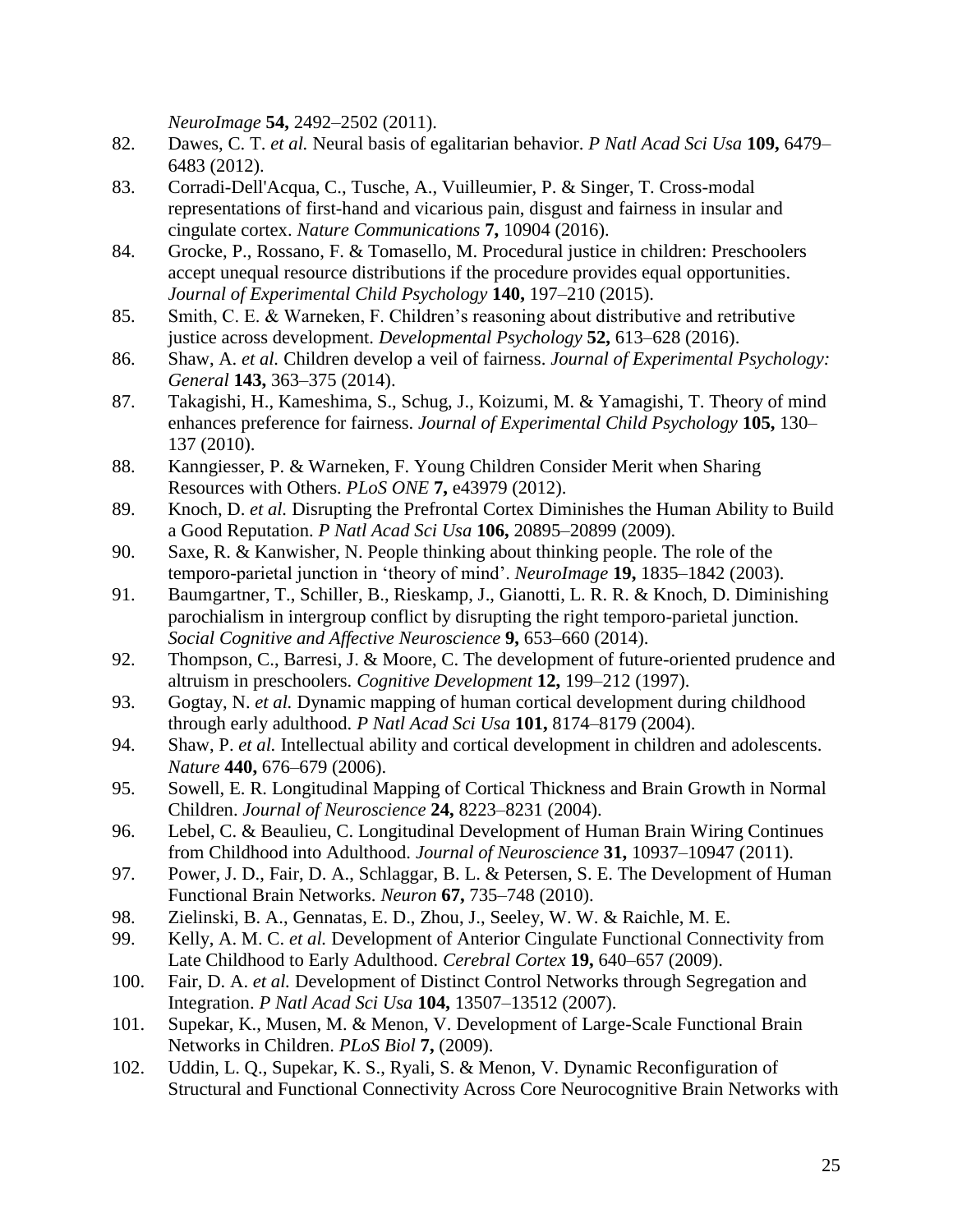*NeuroImage* **54,** 2492–2502 (2011).

82. Dawes, C. T. *et al.* Neural basis of egalitarian behavior. *P Natl Acad Sci Usa* **109,** 6479–6483 (2012).
83. Corradi-Dell'Acqua, C., Tusche, A., Vuilleumier, P. & Singer, T. Cross-modal representations of first-hand and vicarious pain, disgust and fairness in insular and cingulate cortex. *Nature Communications* **7,** 10904 (2016).
84. Grocke, P., Rossano, F. & Tomasello, M. Procedural justice in children: Preschoolers accept unequal resource distributions if the procedure provides equal opportunities. *Journal of Experimental Child Psychology* **140,** 197–210 (2015).
85. Smith, C. E. & Warneken, F. Children's reasoning about distributive and retributive justice across development. *Developmental Psychology* **52,** 613–628 (2016).
86. Shaw, A. *et al.* Children develop a veil of fairness. *Journal of Experimental Psychology: General* **143,** 363–375 (2014).
87. Takagishi, H., Kameshima, S., Schug, J., Koizumi, M. & Yamagishi, T. Theory of mind enhances preference for fairness. *Journal of Experimental Child Psychology* **105,** 130–137 (2010).
88. Kanngiesser, P. & Warneken, F. Young Children Consider Merit when Sharing Resources with Others. *PLoS ONE* **7,** e43979 (2012).
89. Knoch, D. *et al.* Disrupting the Prefrontal Cortex Diminishes the Human Ability to Build a Good Reputation. *P Natl Acad Sci Usa* **106,** 20895–20899 (2009).
90. Saxe, R. & Kanwisher, N. People thinking about thinking people. The role of the temporo-parietal junction in 'theory of mind'. *NeuroImage* **19,** 1835–1842 (2003).
91. Baumgartner, T., Schiller, B., Rieskamp, J., Gianotti, L. R. R. & Knoch, D. Diminishing parochialism in intergroup conflict by disrupting the right temporo-parietal junction. *Social Cognitive and Affective Neuroscience* **9,** 653–660 (2014).
92. Thompson, C., Barresi, J. & Moore, C. The development of future-oriented prudence and altruism in preschoolers. *Cognitive Development* **12,** 199–212 (1997).
93. Gogtay, N. *et al.* Dynamic mapping of human cortical development during childhood through early adulthood. *P Natl Acad Sci Usa* **101,** 8174–8179 (2004).
94. Shaw, P. *et al.* Intellectual ability and cortical development in children and adolescents. *Nature* **440,** 676–679 (2006).
95. Sowell, E. R. Longitudinal Mapping of Cortical Thickness and Brain Growth in Normal Children. *Journal of Neuroscience* **24,** 8223–8231 (2004).
96. Lebel, C. & Beaulieu, C. Longitudinal Development of Human Brain Wiring Continues from Childhood into Adulthood. *Journal of Neuroscience* **31,** 10937–10947 (2011).
97. Power, J. D., Fair, D. A., Schlaggar, B. L. & Petersen, S. E. The Development of Human Functional Brain Networks. *Neuron* **67,** 735–748 (2010).
98. Zielinski, B. A., Gennatas, E. D., Zhou, J., Seeley, W. W. & Raichle, M. E.
99. Kelly, A. M. C. *et al.* Development of Anterior Cingulate Functional Connectivity from Late Childhood to Early Adulthood. *Cerebral Cortex* **19,** 640–657 (2009).
100. Fair, D. A. *et al.* Development of Distinct Control Networks through Segregation and Integration. *P Natl Acad Sci Usa* **104,** 13507–13512 (2007).
101. Supekar, K., Musen, M. & Menon, V. Development of Large-Scale Functional Brain Networks in Children. *PLoS Biol* **7,** (2009).
102. Uddin, L. Q., Supekar, K. S., Ryali, S. & Menon, V. Dynamic Reconfiguration of Structural and Functional Connectivity Across Core Neurocognitive Brain Networks with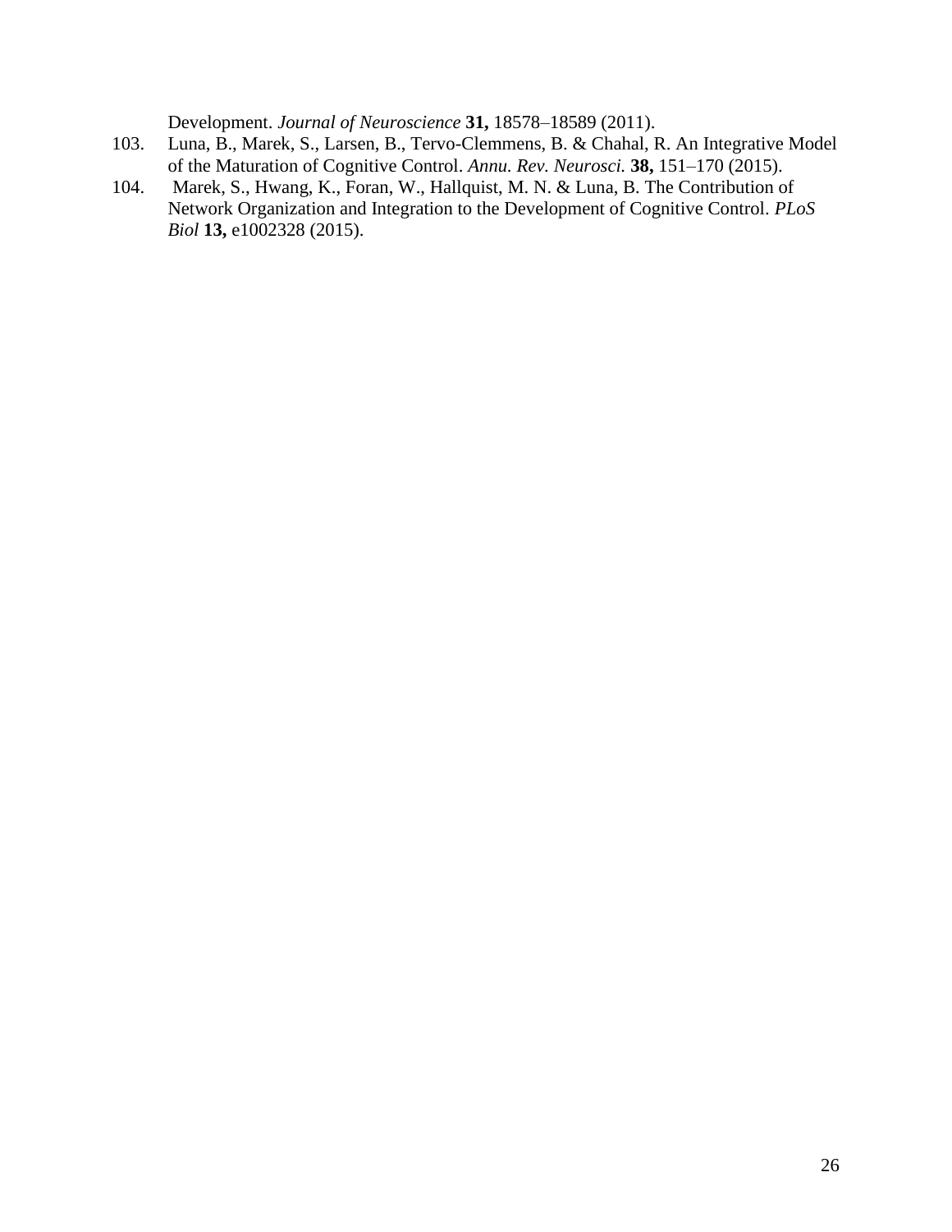Development. *Journal of Neuroscience* **31,** 18578–18589 (2011).

103. Luna, B., Marek, S., Larsen, B., Tervo-Clemmens, B. & Chahal, R. An Integrative Model of the Maturation of Cognitive Control. *Annu. Rev. Neurosci.* **38,** 151–170 (2015).

104. Marek, S., Hwang, K., Foran, W., Hallquist, M. N. & Luna, B. The Contribution of Network Organization and Integration to the Development of Cognitive Control. *PLoS Biol* **13,** e1002328 (2015).